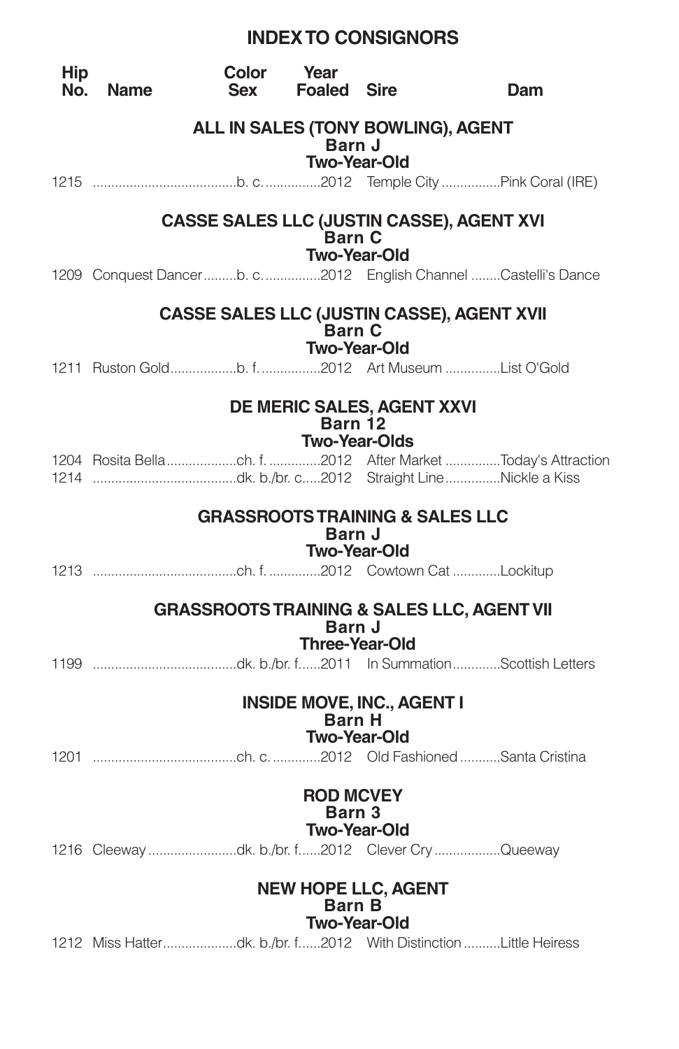# INDEX TO CONSIGNORS

| Hip No. | Name | Color Sex | Year Foaled | Sire | Dam |
|---|---|---|---|---|---|

### ALL IN SALES (TONY BOWLING), AGENT
**Barn J**
**Two-Year-Old**

| Hip No. | Name | Color Sex | Year Foaled | Sire | Dam |
|---|---|---|---|---|---|
| 1215 | | b. c. | 2012 | Temple City | Pink Coral (IRE) |

### CASSE SALES LLC (JUSTIN CASSE), AGENT XVI
**Barn C**
**Two-Year-Old**

| Hip No. | Name | Color Sex | Year Foaled | Sire | Dam |
|---|---|---|---|---|---|
| 1209 | Conquest Dancer | b. c. | 2012 | English Channel | Castelli's Dance |

### CASSE SALES LLC (JUSTIN CASSE), AGENT XVII
**Barn C**
**Two-Year-Old**

| Hip No. | Name | Color Sex | Year Foaled | Sire | Dam |
|---|---|---|---|---|---|
| 1211 | Ruston Gold | b. f. | 2012 | Art Museum | List O'Gold |

### DE MERIC SALES, AGENT XXVI
**Barn 12**
**Two-Year-Olds**

| Hip No. | Name | Color Sex | Year Foaled | Sire | Dam |
|---|---|---|---|---|---|
| 1204 | Rosita Bella | ch. f. | 2012 | After Market | Today's Attraction |
| 1214 | | dk. b./br. c. | 2012 | Straight Line | Nickle a Kiss |

### GRASSROOTS TRAINING & SALES LLC
**Barn J**
**Two-Year-Old**

| Hip No. | Name | Color Sex | Year Foaled | Sire | Dam |
|---|---|---|---|---|---|
| 1213 | | ch. f. | 2012 | Cowtown Cat | Lockitup |

### GRASSROOTS TRAINING & SALES LLC, AGENT VII
**Barn J**
**Three-Year-Old**

| Hip No. | Name | Color Sex | Year Foaled | Sire | Dam |
|---|---|---|---|---|---|
| 1199 | | dk. b./br. f. | 2011 | In Summation | Scottish Letters |

### INSIDE MOVE, INC., AGENT I
**Barn H**
**Two-Year-Old**

| Hip No. | Name | Color Sex | Year Foaled | Sire | Dam |
|---|---|---|---|---|---|
| 1201 | | ch. c. | 2012 | Old Fashioned | Santa Cristina |

### ROD MCVEY
**Barn 3**
**Two-Year-Old**

| Hip No. | Name | Color Sex | Year Foaled | Sire | Dam |
|---|---|---|---|---|---|
| 1216 | Cleeway | dk. b./br. f. | 2012 | Clever Cry | Queeway |

### NEW HOPE LLC, AGENT
**Barn B**
**Two-Year-Old**

| Hip No. | Name | Color Sex | Year Foaled | Sire | Dam |
|---|---|---|---|---|---|
| 1212 | Miss Hatter | dk. b./br. f. | 2012 | With Distinction | Little Heiress |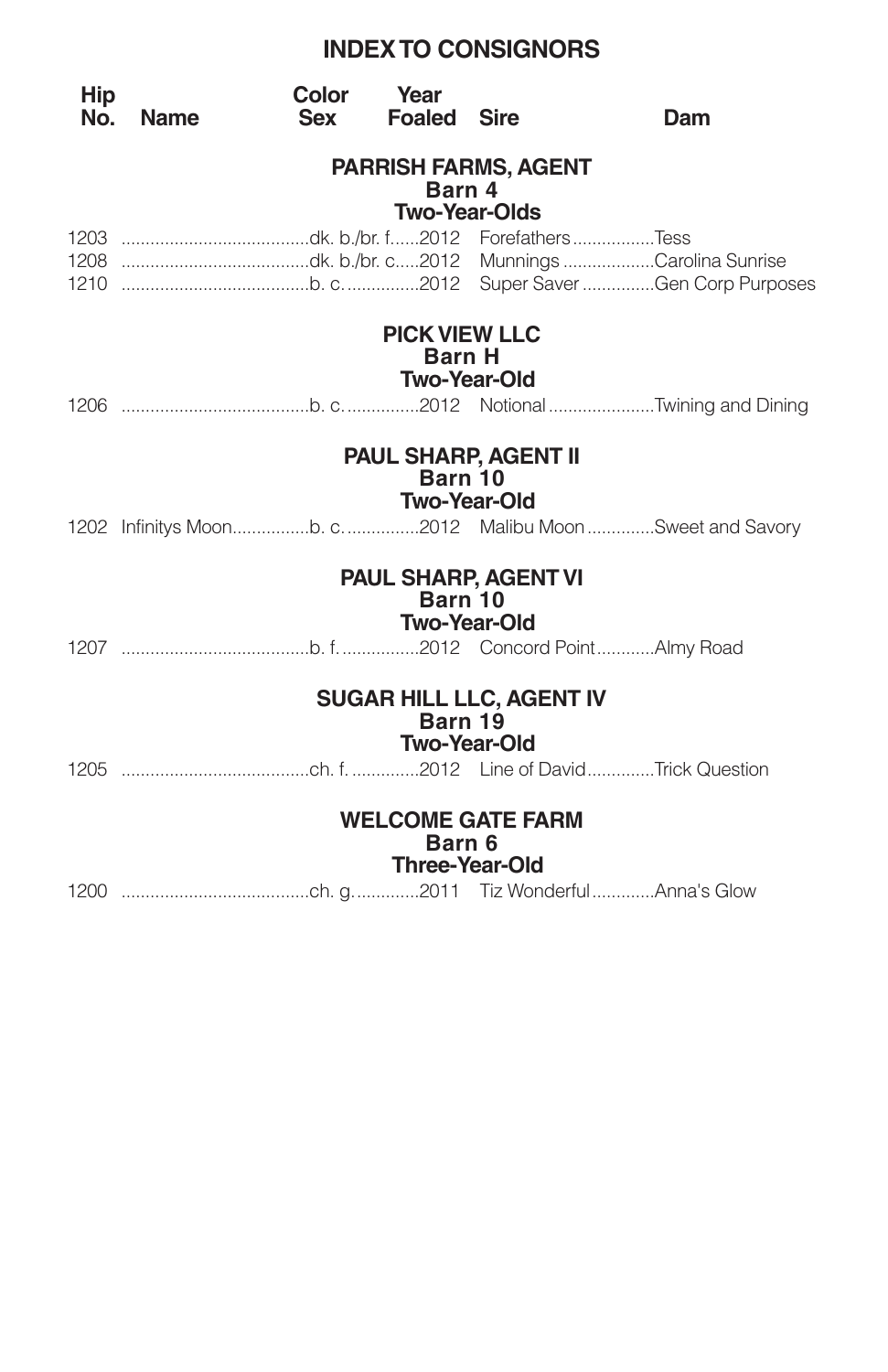# INDEX TO CONSIGNORS

| Hip No. | Name | Color Sex | Year Foaled | Sire | Dam |
|---|---|---|---|---|---|

## PARRISH FARMS, AGENT
**Barn 4**
**Two-Year-Olds**

| Hip No. | Name | Color Sex | Year Foaled | Sire | Dam |
|---|---|---|---|---|---|
| 1203 | | dk. b./br. f. | 2012 | Forefathers | Tess |
| 1208 | | dk. b./br. c. | 2012 | Munnings | Carolina Sunrise |
| 1210 | | b. c. | 2012 | Super Saver | Gen Corp Purposes |

## PICK VIEW LLC
**Barn H**
**Two-Year-Old**

| Hip No. | Name | Color Sex | Year Foaled | Sire | Dam |
|---|---|---|---|---|---|
| 1206 | | b. c. | 2012 | Notional | Twining and Dining |

## PAUL SHARP, AGENT II
**Barn 10**
**Two-Year-Old**

| Hip No. | Name | Color Sex | Year Foaled | Sire | Dam |
|---|---|---|---|---|---|
| 1202 | Infinitys Moon | b. c. | 2012 | Malibu Moon | Sweet and Savory |

## PAUL SHARP, AGENT VI
**Barn 10**
**Two-Year-Old**

| Hip No. | Name | Color Sex | Year Foaled | Sire | Dam |
|---|---|---|---|---|---|
| 1207 | | b. f. | 2012 | Concord Point | Almy Road |

## SUGAR HILL LLC, AGENT IV
**Barn 19**
**Two-Year-Old**

| Hip No. | Name | Color Sex | Year Foaled | Sire | Dam |
|---|---|---|---|---|---|
| 1205 | | ch. f. | 2012 | Line of David | Trick Question |

## WELCOME GATE FARM
**Barn 6**
**Three-Year-Old**

| Hip No. | Name | Color Sex | Year Foaled | Sire | Dam |
|---|---|---|---|---|---|
| 1200 | | ch. g. | 2011 | Tiz Wonderful | Anna's Glow |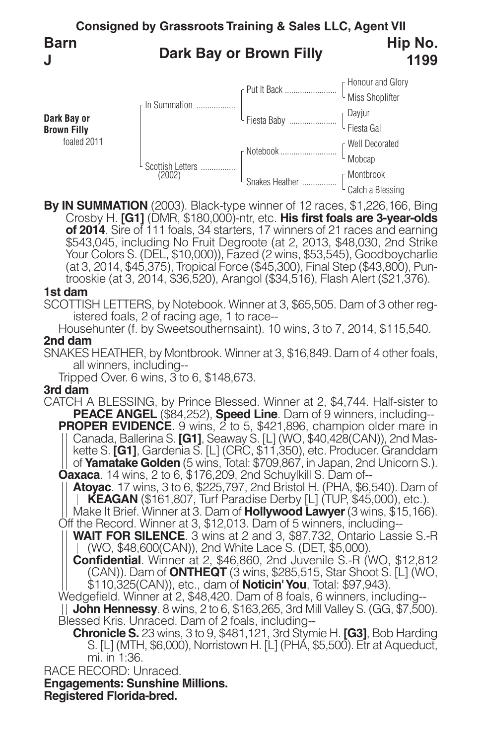**Consigned by Grassroots Training & Sales LLC, Agent VII**

**Barn J**

## Dark Bay or Brown Filly

**Hip No. 1199**

| | | | |
|---|---|---|---|
| **Dark Bay or Brown Filly** foaled 2011 | In Summation | Put It Back | Honour and Glory |
| | | | Miss Shoplifter |
| | | Fiesta Baby | Dayjur |
| | | | Fiesta Gal |
| | Scottish Letters (2002) | Notebook | Well Decorated |
| | | | Mobcap |
| | | Snakes Heather | Montbrook |
| | | | Catch a Blessing |

**By IN SUMMATION** (2003). Black-type winner of 12 races, $1,226,166, Bing Crosby H. **[G1]** (DMR, $180,000)-ntr, etc. **His first foals are 3-year-olds of 2014**. Sire of 111 foals, 34 starters, 17 winners of 21 races and earning $543,045, including No Fruit Degroote (at 2, 2013, $48,030, 2nd Strike Your Colors S. (DEL, $10,000)), Fazed (2 wins, $53,545), Goodboycharlie (at 3, 2014, $45,375), Tropical Force ($45,300), Final Step ($43,800), Puntrooskie (at 3, 2014, $36,520), Arangol ($34,516), Flash Alert ($21,376).

**1st dam**

SCOTTISH LETTERS, by Notebook. Winner at 3, $65,505. Dam of 3 other registered foals, 2 of racing age, 1 to race--

Househunter (f. by Sweetsouthernsaint). 10 wins, 3 to 7, 2014, $115,540.

**2nd dam**

SNAKES HEATHER, by Montbrook. Winner at 3, $16,849. Dam of 4 other foals, all winners, including--

Tripped Over. 6 wins, 3 to 6, $148,673.

**3rd dam**

CATCH A BLESSING, by Prince Blessed. Winner at 2, $4,744. Half-sister to **PEACE ANGEL** ($84,252), **Speed Line**. Dam of 9 winners, including--

**PROPER EVIDENCE**. 9 wins, 2 to 5, $421,896, champion older mare in Canada, Ballerina S. **[G1]**, Seaway S. [L] (WO, $40,428(CAN)), 2nd Maskette S. **[G1]**, Gardenia S. [L] (CRC, $11,350), etc. Producer. Granddam of **Yamatake Golden** (5 wins, Total: $709,867, in Japan, 2nd Unicorn S.).

**Oaxaca**. 14 wins, 2 to 6, $176,209, 2nd Schuylkill S. Dam of--

**Atoyac**. 17 wins, 3 to 6, $225,797, 2nd Bristol H. (PHA, $6,540). Dam of **KEAGAN** ($161,807, Turf Paradise Derby [L] (TUP, $45,000), etc.).

Make It Brief. Winner at 3. Dam of **Hollywood Lawyer** (3 wins, $15,166).

Off the Record. Winner at 3, $12,013. Dam of 5 winners, including--

**WAIT FOR SILENCE**. 3 wins at 2 and 3, $87,732, Ontario Lassie S.-R (WO, $48,600(CAN)), 2nd White Lace S. (DET, $5,000).

**Confidential**. Winner at 2, $46,860, 2nd Juvenile S.-R (WO, $12,812 (CAN)). Dam of **ONTHEQT** (3 wins, $285,515, Star Shoot S. [L] (WO, $110,325(CAN)), etc., dam of **Noticin' You**, Total: $97,943).

Wedgefield. Winner at 2, $48,420. Dam of 8 foals, 6 winners, including--

**John Hennessy**. 8 wins, 2 to 6, $163,265, 3rd Mill Valley S. (GG, $7,500).

Blessed Kris. Unraced. Dam of 2 foals, including--

**Chronicle S.** 23 wins, 3 to 9, $481,121, 3rd Stymie H. **[G3]**, Bob Harding S. [L] (MTH, $6,000), Norristown H. [L] (PHA, $5,500). Etr at Aqueduct, mi. in 1:36.

RACE RECORD: Unraced.

**Engagements: Sunshine Millions.**

**Registered Florida-bred.**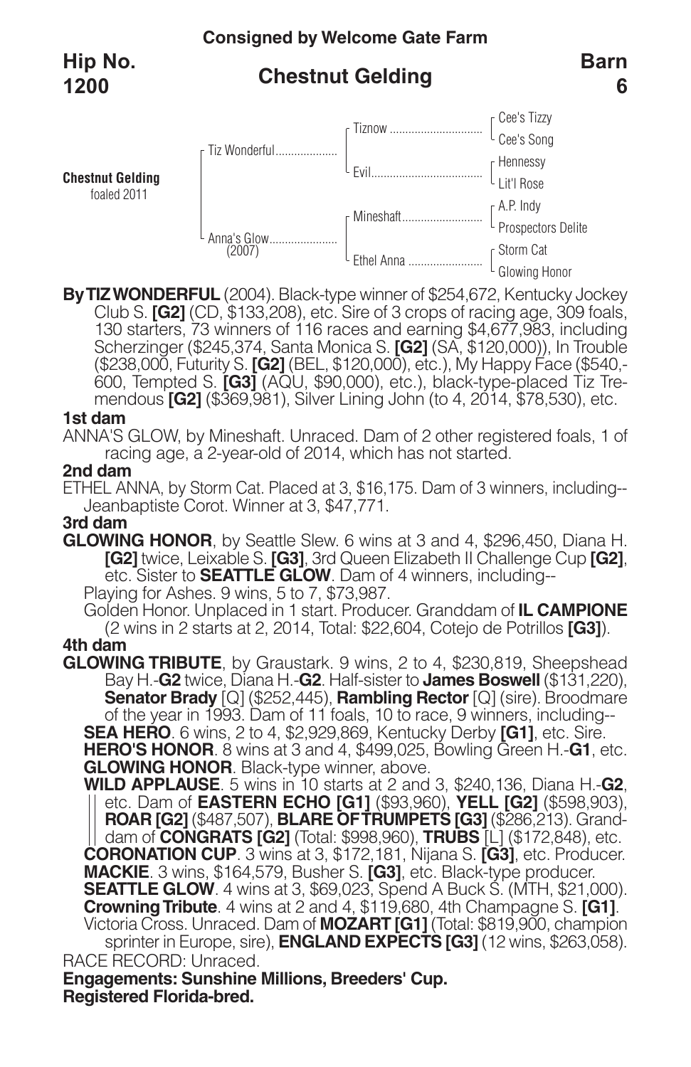**Consigned by Welcome Gate Farm**

# Hip No. 1200

## Chestnut Gelding

**Barn 6**

**Chestnut Gelding** foaled 2011

| | | |
|---|---|---|
| Tiz Wonderful | Tiznow | Cee's Tizzy |
| | | Cee's Song |
| | Evil | Hennessy |
| | | Lit'l Rose |
| Anna's Glow (2007) | Mineshaft | A.P. Indy |
| | | Prospectors Delite |
| | Ethel Anna | Storm Cat |
| | | Glowing Honor |

**By TIZ WONDERFUL** (2004). Black-type winner of $254,672, Kentucky Jockey Club S. **[G2]** (CD, $133,208), etc. Sire of 3 crops of racing age, 309 foals, 130 starters, 73 winners of 116 races and earning $4,677,983, including Scherzinger ($245,374, Santa Monica S. **[G2]** (SA, $120,000)), In Trouble ($238,000, Futurity S. **[G2]** (BEL, $120,000), etc.), My Happy Face ($540,600, Tempted S. **[G3]** (AQU, $90,000), etc.), black-type-placed Tiz Tremendous **[G2]** ($369,981), Silver Lining John (to 4, 2014, $78,530), etc.

**1st dam**

ANNA'S GLOW, by Mineshaft. Unraced. Dam of 2 other registered foals, 1 of racing age, a 2-year-old of 2014, which has not started.

**2nd dam**

ETHEL ANNA, by Storm Cat. Placed at 3, $16,175. Dam of 3 winners, including--

Jeanbaptiste Corot. Winner at 3, $47,771.

**3rd dam**

**GLOWING HONOR**, by Seattle Slew. 6 wins at 3 and 4, $296,450, Diana H. **[G2]** twice, Leixable S. **[G3]**, 3rd Queen Elizabeth II Challenge Cup **[G2]**, etc. Sister to **SEATTLE GLOW**. Dam of 4 winners, including--

Playing for Ashes. 9 wins, 5 to 7, $73,987.

Golden Honor. Unplaced in 1 start. Producer. Granddam of **IL CAMPIONE** (2 wins in 2 starts at 2, 2014, Total: $22,604, Cotejo de Potrillos **[G3]**).

**4th dam**

**GLOWING TRIBUTE**, by Graustark. 9 wins, 2 to 4, $230,819, Sheepshead Bay H.-**G2** twice, Diana H.-**G2**. Half-sister to **James Boswell** ($131,220), **Senator Brady** [Q] ($252,445), **Rambling Rector** [Q] (sire). Broodmare of the year in 1993. Dam of 11 foals, 10 to race, 9 winners, including--

**SEA HERO**. 6 wins, 2 to 4, $2,929,869, Kentucky Derby **[G1]**, etc. Sire.

**HERO'S HONOR**. 8 wins at 3 and 4, $499,025, Bowling Green H.-**G1**, etc.

**GLOWING HONOR**. Black-type winner, above.

**WILD APPLAUSE**. 5 wins in 10 starts at 2 and 3, $240,136, Diana H.-**G2**, etc. Dam of **EASTERN ECHO [G1]** ($93,960), **YELL [G2]** ($598,903), **ROAR [G2]** ($487,507), **BLARE OF TRUMPETS [G3]** ($286,213). Granddam of **CONGRATS [G2]** (Total: $998,960), **TRUBS** [L] ($172,848), etc.

**CORONATION CUP**. 3 wins at 3, $172,181, Nijana S. **[G3]**, etc. Producer.

**MACKIE**. 3 wins, $164,579, Busher S. **[G3]**, etc. Black-type producer.

**SEATTLE GLOW**. 4 wins at 3, $69,023, Spend A Buck S. (MTH, $21,000).

**Crowning Tribute**. 4 wins at 2 and 4, $119,680, 4th Champagne S. **[G1]**.

Victoria Cross. Unraced. Dam of **MOZART [G1]** (Total: $819,900, champion sprinter in Europe, sire), **ENGLAND EXPECTS [G3]** (12 wins, $263,058).

RACE RECORD: Unraced.

**Engagements: Sunshine Millions, Breeders' Cup.**

**Registered Florida-bred.**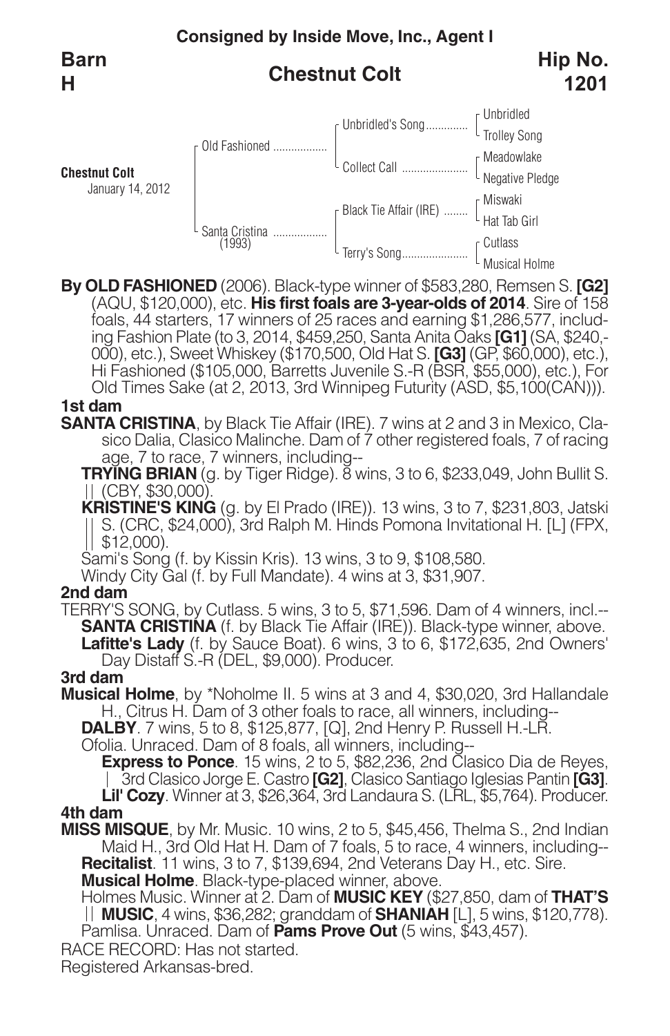**Consigned by Inside Move, Inc., Agent I**

**Barn H**

## Chestnut Colt

**Hip No. 1201**

**Chestnut Colt**
January 14, 2012

| | | |
|---|---|---|
| Old Fashioned | Unbridled's Song | Unbridled |
| | | Trolley Song |
| | Collect Call | Meadowlake |
| | | Negative Pledge |
| Santa Cristina (1993) | Black Tie Affair (IRE) | Miswaki |
| | | Hat Tab Girl |
| | Terry's Song | Cutlass |
| | | Musical Holme |

**By OLD FASHIONED** (2006). Black-type winner of $583,280, Remsen S. **[G2]** (AQU, $120,000), etc. **His first foals are 3-year-olds of 2014**. Sire of 158 foals, 44 starters, 17 winners of 25 races and earning $1,286,577, including Fashion Plate (to 3, 2014, $459,250, Santa Anita Oaks **[G1]** (SA, $240,000), etc.), Sweet Whiskey ($170,500, Old Hat S. **[G3]** (GP, $60,000), etc.), Hi Fashioned ($105,000, Barretts Juvenile S.-R (BSR, $55,000), etc.), For Old Times Sake (at 2, 2013, 3rd Winnipeg Futurity (ASD, $5,100(CAN))).

### 1st dam

**SANTA CRISTINA**, by Black Tie Affair (IRE). 7 wins at 2 and 3 in Mexico, Clasico Dalia, Clasico Malinche. Dam of 7 other registered foals, 7 of racing age, 7 to race, 7 winners, including--

**TRYING BRIAN** (g. by Tiger Ridge). 8 wins, 3 to 6, $233,049, John Bullit S. (CBY, $30,000).

**KRISTINE'S KING** (g. by El Prado (IRE)). 13 wins, 3 to 7, $231,803, Jatski S. (CRC, $24,000), 3rd Ralph M. Hinds Pomona Invitational H. [L] (FPX, $12,000).

Sami's Song (f. by Kissin Kris). 13 wins, 3 to 9, $108,580.

Windy City Gal (f. by Full Mandate). 4 wins at 3, $31,907.

### 2nd dam

TERRY'S SONG, by Cutlass. 5 wins, 3 to 5, $71,596. Dam of 4 winners, incl.--

**SANTA CRISTINA** (f. by Black Tie Affair (IRE)). Black-type winner, above.

**Lafitte's Lady** (f. by Sauce Boat). 6 wins, 3 to 6, $172,635, 2nd Owners' Day Distaff S.-R (DEL, $9,000). Producer.

### 3rd dam

**Musical Holme**, by *Noholme II. 5 wins at 3 and 4, $30,020, 3rd Hallandale H., Citrus H. Dam of 3 other foals to race, all winners, including--

**DALBY**. 7 wins, 5 to 8, $125,877, [Q], 2nd Henry P. Russell H.-LR.

Ofolia. Unraced. Dam of 8 foals, all winners, including--

**Express to Ponce**. 15 wins, 2 to 5, $82,236, 2nd Clasico Dia de Reyes, 3rd Clasico Jorge E. Castro **[G2]**, Clasico Santiago Iglesias Pantin **[G3]**.

**Lil' Cozy**. Winner at 3, $26,364, 3rd Landaura S. (LRL, $5,764). Producer.

### 4th dam

**MISS MISQUE**, by Mr. Music. 10 wins, 2 to 5, $45,456, Thelma S., 2nd Indian Maid H., 3rd Old Hat H. Dam of 7 foals, 5 to race, 4 winners, including--

**Recitalist**. 11 wins, 3 to 7, $139,694, 2nd Veterans Day H., etc. Sire.

**Musical Holme**. Black-type-placed winner, above.

Holmes Music. Winner at 2. Dam of **MUSIC KEY** ($27,850, dam of **THAT'S MUSIC**, 4 wins, $36,282; granddam of **SHANIAH** [L], 5 wins, $120,778).

Pamlisa. Unraced. Dam of **Pams Prove Out** (5 wins, $43,457).

RACE RECORD: Has not started.

Registered Arkansas-bred.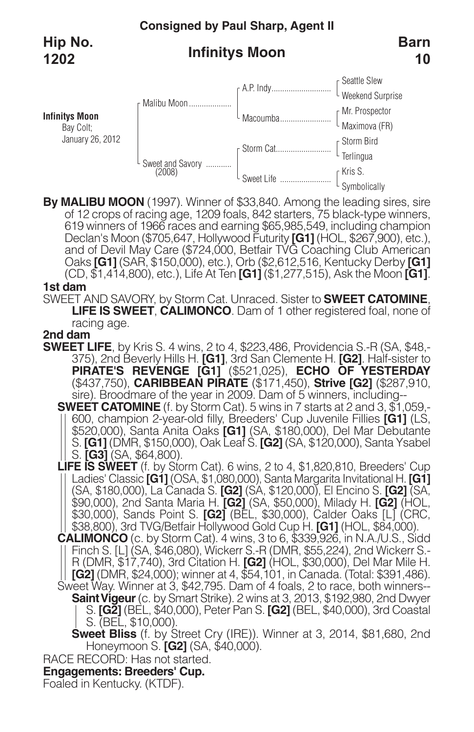**Consigned by Paul Sharp, Agent II**

**Hip No. 1202** | **Infinitys Moon** | **Barn 10**

**Infinitys Moon**
Bay Colt;
January 26, 2012

| | | | |
|---|---|---|---|
| Infinitys Moon | Malibu Moon | A.P. Indy | Seattle Slew |
| | | | Weekend Surprise |
| | | Macoumba | Mr. Prospector |
| | | | Maximova (FR) |
| | Sweet and Savory (2008) | Storm Cat | Storm Bird |
| | | | Terlingua |
| | | Sweet Life | Kris S. |
| | | | Symbolically |

**By MALIBU MOON** (1997). Winner of $33,840. Among the leading sires, sire of 12 crops of racing age, 1209 foals, 842 starters, 75 black-type winners, 619 winners of 1966 races and earning $65,985,549, including champion Declan's Moon ($705,647, Hollywood Futurity **[G1]** (HOL, $267,900), etc.), and of Devil May Care ($724,000, Betfair TVG Coaching Club American Oaks **[G1]** (SAR, $150,000), etc.), Orb ($2,612,516, Kentucky Derby **[G1]** (CD, $1,414,800), etc.), Life At Ten **[G1]** ($1,277,515), Ask the Moon **[G1]**.

**1st dam**

SWEET AND SAVORY, by Storm Cat. Unraced. Sister to **SWEET CATOMINE**, **LIFE IS SWEET**, **CALIMONCO**. Dam of 1 other registered foal, none of racing age.

**2nd dam**

**SWEET LIFE**, by Kris S. 4 wins, 2 to 4, $223,486, Providencia S.-R (SA, $48,-375), 2nd Beverly Hills H. **[G1]**, 3rd San Clemente H. **[G2]**. Half-sister to **PIRATE'S REVENGE [G1]** ($521,025), **ECHO OF YESTERDAY** ($437,750), **CARIBBEAN PIRATE** ($171,450), **Strive [G2]** ($287,910, sire). Broodmare of the year in 2009. Dam of 5 winners, including--

**SWEET CATOMINE** (f. by Storm Cat). 5 wins in 7 starts at 2 and 3, $1,059,-600, champion 2-year-old filly, Breeders' Cup Juvenile Fillies **[G1]** (LS, $520,000), Santa Anita Oaks **[G1]** (SA, $180,000), Del Mar Debutante S. **[G1]** (DMR, $150,000), Oak Leaf S. **[G2]** (SA, $120,000), Santa Ysabel S. **[G3]** (SA, $64,800).

**LIFE IS SWEET** (f. by Storm Cat). 6 wins, 2 to 4, $1,820,810, Breeders' Cup Ladies' Classic **[G1]** (OSA, $1,080,000), Santa Margarita Invitational H. **[G1]** (SA, $180,000), La Canada S. **[G2]** (SA, $120,000), El Encino S. **[G2]** (SA, $90,000), 2nd Santa Maria H. **[G2]** (SA, $50,000), Milady H. **[G2]** (HOL, $30,000), Sands Point S. **[G2]** (BEL, $30,000), Calder Oaks [L] (CRC, $38,800), 3rd TVG/Betfair Hollywood Gold Cup H. **[G1]** (HOL, $84,000).

**CALIMONCO** (c. by Storm Cat). 4 wins, 3 to 6, $339,926, in N.A./U.S., Sidd Finch S. [L] (SA, $46,080), Wickerr S.-R (DMR, $55,224), 2nd Wickerr S.-R (DMR, $17,740), 3rd Citation H. **[G2]** (HOL, $30,000), Del Mar Mile H. **[G2]** (DMR, $24,000); winner at 4, $54,101, in Canada. (Total: $391,486).

Sweet Way. Winner at 3, $42,795. Dam of 4 foals, 2 to race, both winners--

**Saint Vigeur** (c. by Smart Strike). 2 wins at 3, 2013, $192,980, 2nd Dwyer S. **[G2]** (BEL, $40,000), Peter Pan S. **[G2]** (BEL, $40,000), 3rd Coastal S. (BEL, $10,000).

**Sweet Bliss** (f. by Street Cry (IRE)). Winner at 3, 2014, $81,680, 2nd Honeymoon S. **[G2]** (SA, $40,000).

RACE RECORD: Has not started.

**Engagements: Breeders' Cup.**

Foaled in Kentucky. (KTDF).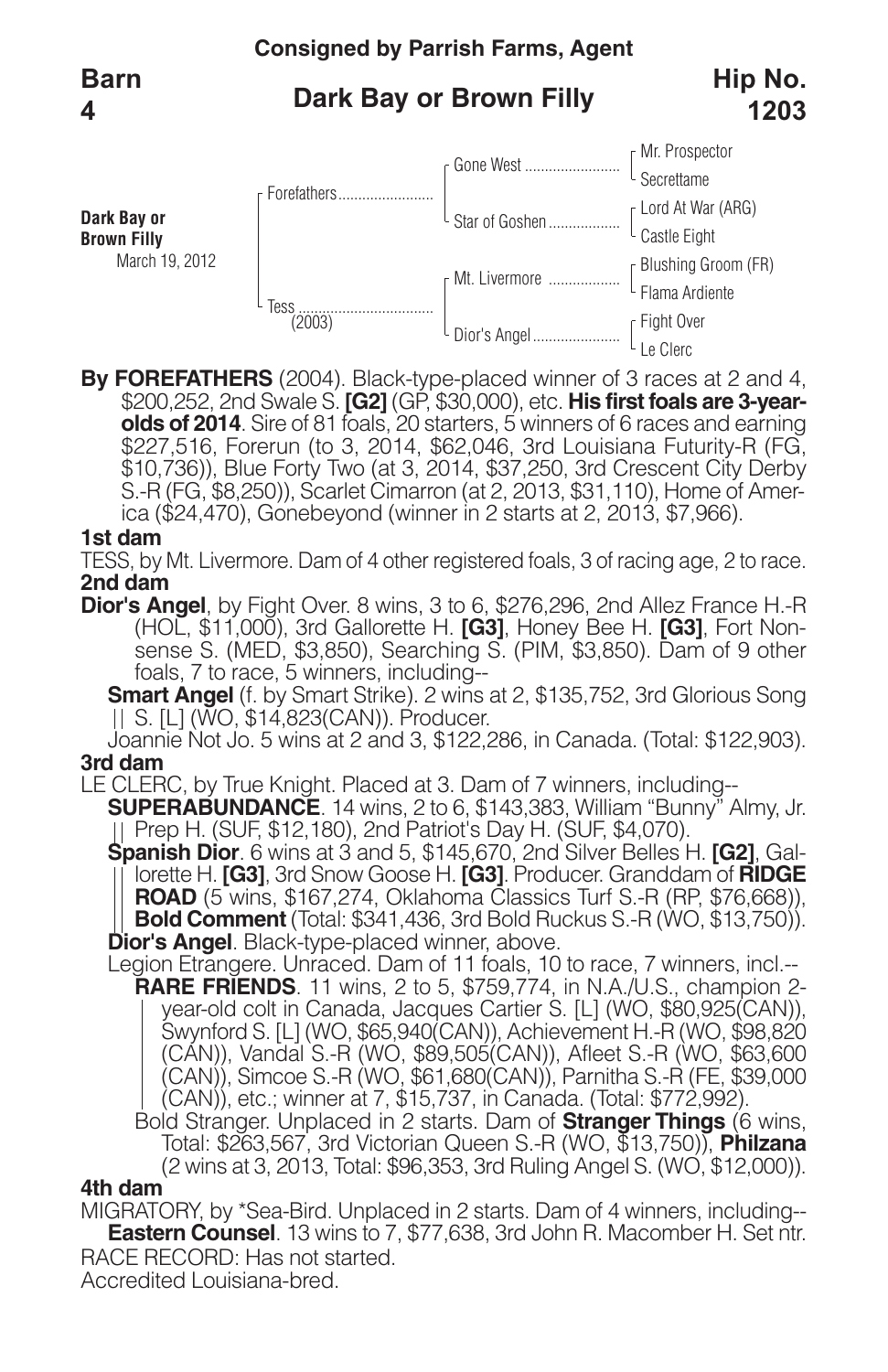**Consigned by Parrish Farms, Agent**

**Barn 4**

## Dark Bay or Brown Filly

**Hip No. 1203**

| | | | |
|---|---|---|---|
| **Dark Bay or Brown Filly** March 19, 2012 | Forefathers | Gone West | Mr. Prospector |
| | | | Secrettame |
| | | Star of Goshen | Lord At War (ARG) |
| | | | Castle Eight |
| | Tess (2003) | Mt. Livermore | Blushing Groom (FR) |
| | | | Flama Ardiente |
| | | Dior's Angel | Fight Over |
| | | | Le Clerc |

**By FOREFATHERS** (2004). Black-type-placed winner of 3 races at 2 and 4, $200,252, 2nd Swale S. **[G2]** (GP, $30,000), etc. **His first foals are 3-year-olds of 2014**. Sire of 81 foals, 20 starters, 5 winners of 6 races and earning $227,516, Forerun (to 3, 2014, $62,046, 3rd Louisiana Futurity-R (FG, $10,736)), Blue Forty Two (at 3, 2014, $37,250, 3rd Crescent City Derby S.-R (FG, $8,250)), Scarlet Cimarron (at 2, 2013, $31,110), Home of America ($24,470), Gonebeyond (winner in 2 starts at 2, 2013, $7,966).

### 1st dam

TESS, by Mt. Livermore. Dam of 4 other registered foals, 3 of racing age, 2 to race.

### 2nd dam

**Dior's Angel**, by Fight Over. 8 wins, 3 to 6, $276,296, 2nd Allez France H.-R (HOL, $11,000), 3rd Gallorette H. **[G3]**, Honey Bee H. **[G3]**, Fort Nonsense S. (MED, $3,850), Searching S. (PIM, $3,850). Dam of 9 other foals, 7 to race, 5 winners, including--

**Smart Angel** (f. by Smart Strike). 2 wins at 2, $135,752, 3rd Glorious Song S. [L] (WO, $14,823(CAN)). Producer.

Joannie Not Jo. 5 wins at 2 and 3, $122,286, in Canada. (Total: $122,903).

### 3rd dam

LE CLERC, by True Knight. Placed at 3. Dam of 7 winners, including--

**SUPERABUNDANCE**. 14 wins, 2 to 6, $143,383, William "Bunny" Almy, Jr. Prep H. (SUF, $12,180), 2nd Patriot's Day H. (SUF, $4,070).

**Spanish Dior**. 6 wins at 3 and 5, $145,670, 2nd Silver Belles H. **[G2]**, Gallorette H. **[G3]**, 3rd Snow Goose H. **[G3]**. Producer. Granddam of **RIDGE ROAD** (5 wins, $167,274, Oklahoma Classics Turf S.-R (RP, $76,668)), **Bold Comment** (Total: $341,436, 3rd Bold Ruckus S.-R (WO, $13,750)).

**Dior's Angel**. Black-type-placed winner, above.

Legion Etrangere. Unraced. Dam of 11 foals, 10 to race, 7 winners, incl.--

**RARE FRIENDS**. 11 wins, 2 to 5, $759,774, in N.A./U.S., champion 2-year-old colt in Canada, Jacques Cartier S. [L] (WO, $80,925(CAN)), Swynford S. [L] (WO, $65,940(CAN)), Achievement H.-R (WO, $98,820 (CAN)), Vandal S.-R (WO, $89,505(CAN)), Afleet S.-R (WO, $63,600 (CAN)), Simcoe S.-R (WO, $61,680(CAN)), Parnitha S.-R (FE, $39,000 (CAN)), etc.; winner at 7, $15,737, in Canada. (Total: $772,992).

Bold Stranger. Unplaced in 2 starts. Dam of **Stranger Things** (6 wins, Total: $263,567, 3rd Victorian Queen S.-R (WO, $13,750)), **Philzana** (2 wins at 3, 2013, Total: $96,353, 3rd Ruling Angel S. (WO, $12,000)).

### 4th dam

MIGRATORY, by *Sea-Bird. Unplaced in 2 starts. Dam of 4 winners, including--

**Eastern Counsel**. 13 wins to 7, $77,638, 3rd John R. Macomber H. Set ntr.

RACE RECORD: Has not started.

Accredited Louisiana-bred.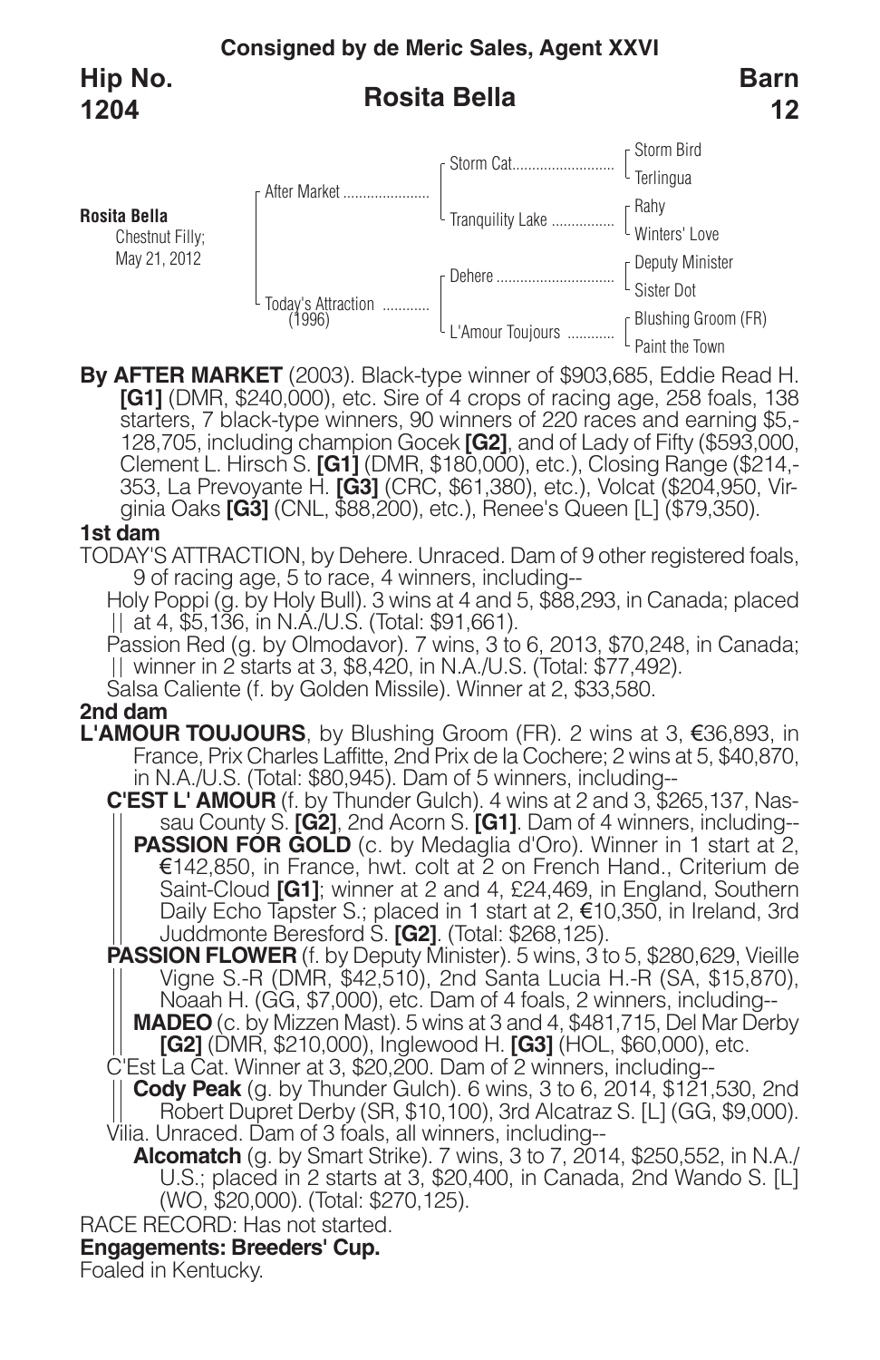**Consigned by de Meric Sales, Agent XXVI**

**Hip No. 1204**

## Rosita Bella

**Barn 12**

**Rosita Bella**
Chestnut Filly;
May 21, 2012

| | | |
|---|---|---|
| After Market | Storm Cat | Storm Bird |
| | | Terlingua |
| | Tranquility Lake | Rahy |
| | | Winters' Love |
| Today's Attraction (1996) | Dehere | Deputy Minister |
| | | Sister Dot |
| | L'Amour Toujours | Blushing Groom (FR) |
| | | Paint the Town |

**By AFTER MARKET** (2003). Black-type winner of $903,685, Eddie Read H. **[G1]** (DMR, $240,000), etc. Sire of 4 crops of racing age, 258 foals, 138 starters, 7 black-type winners, 90 winners of 220 races and earning $5,128,705, including champion Gocek **[G2]**, and of Lady of Fifty ($593,000, Clement L. Hirsch S. **[G1]** (DMR, $180,000), etc.), Closing Range ($214,353, La Prevoyante H. **[G3]** (CRC, $61,380), etc.), Volcat ($204,950, Virginia Oaks **[G3]** (CNL, $88,200), etc.), Renee's Queen [L] ($79,350).

**1st dam**

TODAY'S ATTRACTION, by Dehere. Unraced. Dam of 9 other registered foals, 9 of racing age, 5 to race, 4 winners, including--

Holy Poppi (g. by Holy Bull). 3 wins at 4 and 5, $88,293, in Canada; placed at 4, $5,136, in N.A./U.S. (Total: $91,661).

Passion Red (g. by Olmodavor). 7 wins, 3 to 6, 2013, $70,248, in Canada; winner in 2 starts at 3, $8,420, in N.A./U.S. (Total: $77,492).

Salsa Caliente (f. by Golden Missile). Winner at 2, $33,580.

**2nd dam**

**L'AMOUR TOUJOURS**, by Blushing Groom (FR). 2 wins at 3, €36,893, in France, Prix Charles Laffitte, 2nd Prix de la Cochere; 2 wins at 5, $40,870, in N.A./U.S. (Total: $80,945). Dam of 5 winners, including--

**C'EST L' AMOUR** (f. by Thunder Gulch). 4 wins at 2 and 3, $265,137, Nassau County S. **[G2]**, 2nd Acorn S. **[G1]**. Dam of 4 winners, including--

**PASSION FOR GOLD** (c. by Medaglia d'Oro). Winner in 1 start at 2, €142,850, in France, hwt. colt at 2 on French Hand., Criterium de Saint-Cloud **[G1]**; winner at 2 and 4, £24,469, in England, Southern Daily Echo Tapster S.; placed in 1 start at 2, €10,350, in Ireland, 3rd Juddmonte Beresford S. **[G2]**. (Total: $268,125).

**PASSION FLOWER** (f. by Deputy Minister). 5 wins, 3 to 5, $280,629, Vieille Vigne S.-R (DMR, $42,510), 2nd Santa Lucia H.-R (SA, $15,870), Noaah H. (GG, $7,000), etc. Dam of 4 foals, 2 winners, including--

**MADEO** (c. by Mizzen Mast). 5 wins at 3 and 4, $481,715, Del Mar Derby **[G2]** (DMR, $210,000), Inglewood H. **[G3]** (HOL, $60,000), etc.

C'Est La Cat. Winner at 3, $20,200. Dam of 2 winners, including--

**Cody Peak** (g. by Thunder Gulch). 6 wins, 3 to 6, 2014, $121,530, 2nd Robert Dupret Derby (SR, $10,100), 3rd Alcatraz S. [L] (GG, $9,000).

Vilia. Unraced. Dam of 3 foals, all winners, including--

**Alcomatch** (g. by Smart Strike). 7 wins, 3 to 7, 2014, $250,552, in N.A./U.S.; placed in 2 starts at 3, $20,400, in Canada, 2nd Wando S. [L] (WO, $20,000). (Total: $270,125).

RACE RECORD: Has not started.

**Engagements: Breeders' Cup.**

Foaled in Kentucky.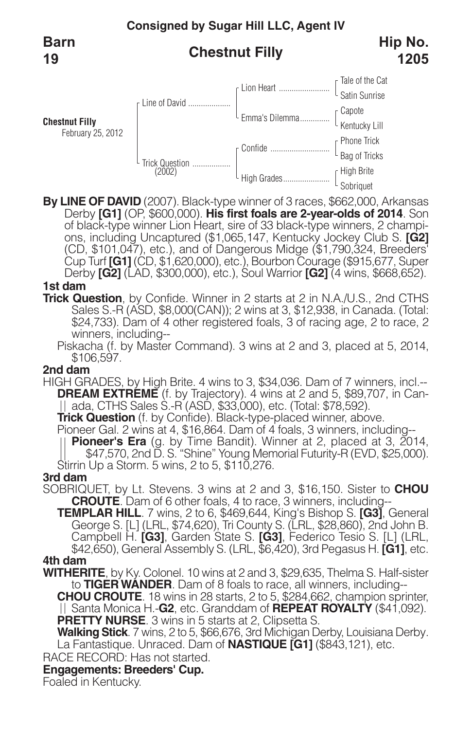**Consigned by Sugar Hill LLC, Agent IV**

**Barn 19**

## Chestnut Filly

**Hip No. 1205**

**Chestnut Filly**
February 25, 2012

| | | |
|---|---|---|
| Line of David | Lion Heart | Tale of the Cat |
| | | Satin Sunrise |
| | Emma's Dilemma | Capote |
| | | Kentucky Lill |
| Trick Question (2002) | Confide | Phone Trick |
| | | Bag of Tricks |
| | High Grades | High Brite |
| | | Sobriquet |

**By LINE OF DAVID** (2007). Black-type winner of 3 races, $662,000, Arkansas Derby **[G1]** (OP, $600,000). **His first foals are 2-year-olds of 2014**. Son of black-type winner Lion Heart, sire of 33 black-type winners, 2 champions, including Uncaptured ($1,065,147, Kentucky Jockey Club S. **[G2]** (CD, $101,047), etc.), and of Dangerous Midge ($1,790,324, Breeders' Cup Turf **[G1]** (CD, $1,620,000), etc.), Bourbon Courage ($915,677, Super Derby **[G2]** (LAD, $300,000), etc.), Soul Warrior **[G2]** (4 wins, $668,652).

**1st dam**

**Trick Question**, by Confide. Winner in 2 starts at 2 in N.A./U.S., 2nd CTHS Sales S.-R (ASD, $8,000(CAN)); 2 wins at 3, $12,938, in Canada. (Total: $24,733). Dam of 4 other registered foals, 3 of racing age, 2 to race, 2 winners, including--

Piskacha (f. by Master Command). 3 wins at 2 and 3, placed at 5, 2014, $106,597.

**2nd dam**

HIGH GRADES, by High Brite. 4 wins to 3, $34,036. Dam of 7 winners, incl.--

**DREAM EXTREME** (f. by Trajectory). 4 wins at 2 and 5, $89,707, in Canada, CTHS Sales S.-R (ASD, $33,000), etc. (Total: $78,592).

**Trick Question** (f. by Confide). Black-type-placed winner, above.

Pioneer Gal. 2 wins at 4, $16,864. Dam of 4 foals, 3 winners, including--

**Pioneer's Era** (g. by Time Bandit). Winner at 2, placed at 3, 2014, $47,570, 2nd D. S. "Shine" Young Memorial Futurity-R (EVD, $25,000).

Stirrin Up a Storm. 5 wins, 2 to 5, $110,276.

**3rd dam**

SOBRIQUET, by Lt. Stevens. 3 wins at 2 and 3, $16,150. Sister to **CHOU CROUTE**. Dam of 6 other foals, 4 to race, 3 winners, including--

**TEMPLAR HILL**. 7 wins, 2 to 6, $469,644, King's Bishop S. **[G3]**, General George S. [L] (LRL, $74,620), Tri County S. (LRL, $28,860), 2nd John B. Campbell H. **[G3]**, Garden State S. **[G3]**, Federico Tesio S. [L] (LRL, $42,650), General Assembly S. (LRL, $6,420), 3rd Pegasus H. **[G1]**, etc.

**4th dam**

**WITHERITE**, by Ky. Colonel. 10 wins at 2 and 3, $29,635, Thelma S. Half-sister to **TIGER WANDER**. Dam of 8 foals to race, all winners, including--

**CHOU CROUTE**. 18 wins in 28 starts, 2 to 5, $284,662, champion sprinter, Santa Monica H.-**G2**, etc. Granddam of **REPEAT ROYALTY** ($41,092).

**PRETTY NURSE**. 3 wins in 5 starts at 2, Clipsetta S.

**Walking Stick**. 7 wins, 2 to 5, $66,676, 3rd Michigan Derby, Louisiana Derby.

La Fantastique. Unraced. Dam of **NASTIQUE [G1]** ($843,121), etc.

RACE RECORD: Has not started.

**Engagements: Breeders' Cup.**

Foaled in Kentucky.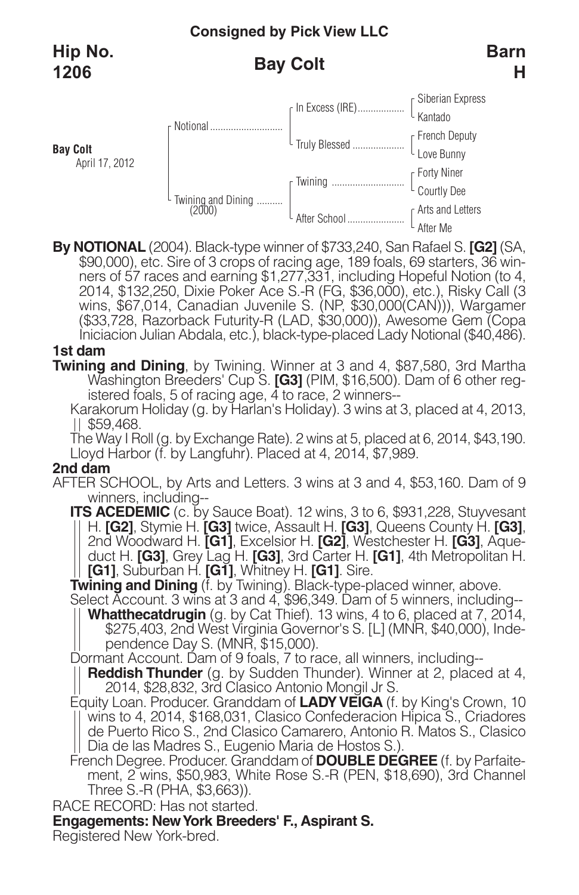**Consigned by Pick View LLC**

# Hip No. 1206

## Bay Colt

**Barn H**

| | | | |
|---|---|---|---|
| **Bay Colt** April 17, 2012 | Notional | In Excess (IRE) | Siberian Express |
| | | | Kantado |
| | | Truly Blessed | French Deputy |
| | | | Love Bunny |
| | Twining and Dining (2000) | Twining | Forty Niner |
| | | | Courtly Dee |
| | | After School | Arts and Letters |
| | | | After Me |

**By NOTIONAL** (2004). Black-type winner of $733,240, San Rafael S. **[G2]** (SA, $90,000), etc. Sire of 3 crops of racing age, 189 foals, 69 starters, 36 winners of 57 races and earning $1,277,331, including Hopeful Notion (to 4, 2014, $132,250, Dixie Poker Ace S.-R (FG, $36,000), etc.), Risky Call (3 wins, $67,014, Canadian Juvenile S. (NP, $30,000(CAN))), Wargamer ($33,728, Razorback Futurity-R (LAD, $30,000)), Awesome Gem (Copa Iniciacion Julian Abdala, etc.), black-type-placed Lady Notional ($40,486).

**1st dam**

**Twining and Dining**, by Twining. Winner at 3 and 4, $87,580, 3rd Martha Washington Breeders' Cup S. **[G3]** (PIM, $16,500). Dam of 6 other registered foals, 5 of racing age, 4 to race, 2 winners--

Karakorum Holiday (g. by Harlan's Holiday). 3 wins at 3, placed at 4, 2013, $59,468.

The Way I Roll (g. by Exchange Rate). 2 wins at 5, placed at 6, 2014, $43,190.

Lloyd Harbor (f. by Langfuhr). Placed at 4, 2014, $7,989.

**2nd dam**

AFTER SCHOOL, by Arts and Letters. 3 wins at 3 and 4, $53,160. Dam of 9 winners, including--

**ITS ACEDEMIC** (c. by Sauce Boat). 12 wins, 3 to 6, $931,228, Stuyvesant H. **[G2]**, Stymie H. **[G3]** twice, Assault H. **[G3]**, Queens County H. **[G3]**, 2nd Woodward H. **[G1]**, Excelsior H. **[G2]**, Westchester H. **[G3]**, Aqueduct H. **[G3]**, Grey Lag H. **[G3]**, 3rd Carter H. **[G1]**, 4th Metropolitan H. **[G1]**, Suburban H. **[G1]**, Whitney H. **[G1]**. Sire.

**Twining and Dining** (f. by Twining). Black-type-placed winner, above.

Select Account. 3 wins at 3 and 4, $96,349. Dam of 5 winners, including--

**Whatthecatdrugin** (g. by Cat Thief). 13 wins, 4 to 6, placed at 7, 2014, $275,403, 2nd West Virginia Governor's S. [L] (MNR, $40,000), Independence Day S. (MNR, $15,000).

Dormant Account. Dam of 9 foals, 7 to race, all winners, including--

**Reddish Thunder** (g. by Sudden Thunder). Winner at 2, placed at 4, 2014, $28,832, 3rd Clasico Antonio Mongil Jr S.

Equity Loan. Producer. Granddam of **LADY VEIGA** (f. by King's Crown, 10 wins to 4, 2014, $168,031, Clasico Confederacion Hipica S., Criadores de Puerto Rico S., 2nd Clasico Camarero, Antonio R. Matos S., Clasico Dia de las Madres S., Eugenio Maria de Hostos S.).

French Degree. Producer. Granddam of **DOUBLE DEGREE** (f. by Parfaitement, 2 wins, $50,983, White Rose S.-R (PEN, $18,690), 3rd Channel Three S.-R (PHA, $3,663)).

RACE RECORD: Has not started.

**Engagements: New York Breeders' F., Aspirant S.**

Registered New York-bred.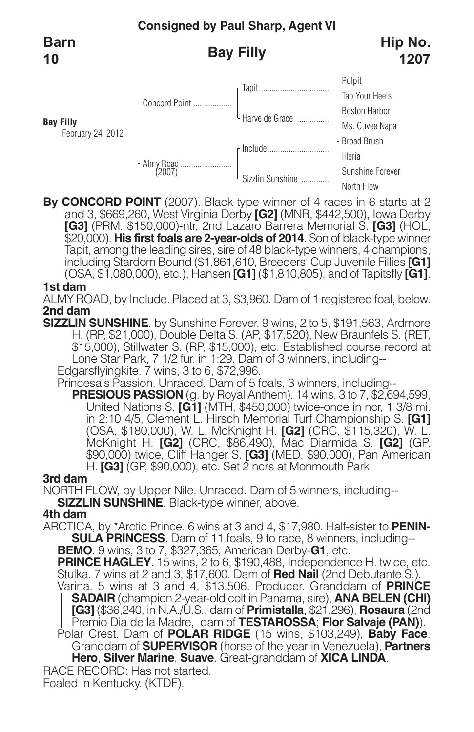**Consigned by Paul Sharp, Agent VI**

**Barn 10**

## Bay Filly

**Hip No. 1207**

| | | | |
|---|---|---|---|
| **Bay Filly** February 24, 2012 | Concord Point | Tapit | Pulpit |
| | | | Tap Your Heels |
| | | Harve de Grace | Boston Harbor |
| | | | Ms. Cuvee Napa |
| | Almy Road (2007) | Include | Broad Brush |
| | | | Illeria |
| | | Sizzlin Sunshine | Sunshine Forever |
| | | | North Flow |

**By CONCORD POINT** (2007). Black-type winner of 4 races in 6 starts at 2 and 3, $669,260, West Virginia Derby **[G2]** (MNR, $442,500), Iowa Derby **[G3]** (PRM, $150,000)-ntr, 2nd Lazaro Barrera Memorial S. **[G3]** (HOL, $20,000). **His first foals are 2-year-olds of 2014**. Son of black-type winner Tapit, among the leading sires, sire of 48 black-type winners, 4 champions, including Stardom Bound ($1,861,610, Breeders' Cup Juvenile Fillies **[G1]** (OSA, $1,080,000), etc.), Hansen **[G1]** ($1,810,805), and of Tapitsfly **[G1]**.

**1st dam**

ALMY ROAD, by Include. Placed at 3, $3,960. Dam of 1 registered foal, below.

**2nd dam**

**SIZZLIN SUNSHINE**, by Sunshine Forever. 9 wins, 2 to 5, $191,563, Ardmore H. (RP, $21,000), Double Delta S. (AP, $17,520), New Braunfels S. (RET, $15,000), Stillwater S. (RP, $15,000), etc. Established course record at Lone Star Park, 7 1/2 fur. in 1:29. Dam of 3 winners, including--

Edgarsflyingkite. 7 wins, 3 to 6, $72,996.

Princesa's Passion. Unraced. Dam of 5 foals, 3 winners, including--

**PRESIOUS PASSION** (g. by Royal Anthem). 14 wins, 3 to 7, $2,694,599, United Nations S. **[G1]** (MTH, $450,000) twice-once in ncr, 1 3/8 mi. in 2:10 4/5, Clement L. Hirsch Memorial Turf Championship S. **[G1]** (OSA, $180,000), W. L. McKnight H. **[G2]** (CRC, $115,320), W. L. McKnight H. **[G2]** (CRC, $86,490), Mac Diarmida S. **[G2]** (GP, $90,000) twice, Cliff Hanger S. **[G3]** (MED, $90,000), Pan American H. **[G3]** (GP, $90,000), etc. Set 2 ncrs at Monmouth Park.

**3rd dam**

NORTH FLOW, by Upper Nile. Unraced. Dam of 5 winners, including--

**SIZZLIN SUNSHINE**. Black-type winner, above.

**4th dam**

ARCTICA, by *Arctic Prince. 6 wins at 3 and 4, $17,980. Half-sister to **PENINSULA PRINCESS**. Dam of 11 foals, 9 to race, 8 winners, including--

**BEMO**. 9 wins, 3 to 7, $327,365, American Derby-**G1**, etc.

**PRINCE HAGLEY**. 15 wins, 2 to 6, $190,488, Independence H. twice, etc.

Stulka. 7 wins at 2 and 3, $17,600. Dam of **Red Nail** (2nd Debutante S.).

Varina. 5 wins at 3 and 4, $13,506. Producer. Granddam of **PRINCE SADAIR** (champion 2-year-old colt in Panama, sire), **ANA BELEN (CHI) [G3]** ($36,240, in N.A./U.S., dam of **Primistalla**, $21,296), **Rosaura** (2nd Premio Dia de la Madre, dam of **TESTAROSSA**; **Flor Salvaje (PAN)**).

Polar Crest. Dam of **POLAR RIDGE** (15 wins, $103,249), **Baby Face**. Granddam of **SUPERVISOR** (horse of the year in Venezuela), **Partners Hero**, **Silver Marine**, **Suave**. Great-granddam of **XICA LINDA**.

RACE RECORD: Has not started.

Foaled in Kentucky. (KTDF).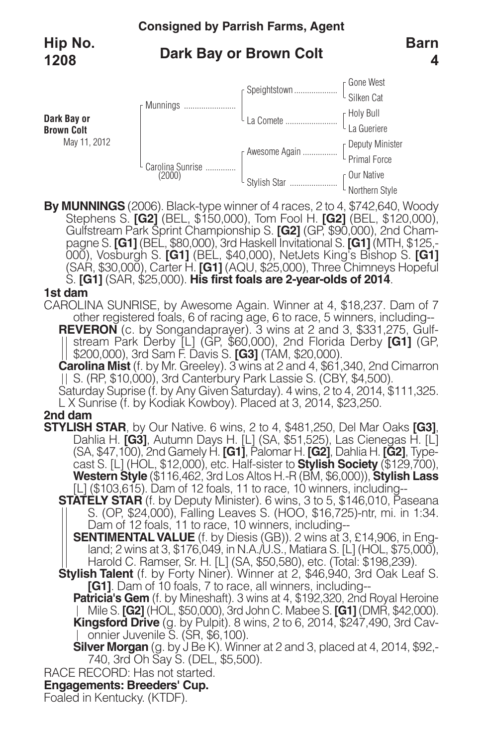**Consigned by Parrish Farms, Agent**

**Hip No. 1208** | **Dark Bay or Brown Colt** | **Barn 4**

| | | | |
|---|---|---|---|
| **Dark Bay or Brown Colt** May 11, 2012 | Munnings | Speightstown | Gone West |
| | | | Silken Cat |
| | | La Comete | Holy Bull |
| | | | La Gueriere |
| | Carolina Sunrise (2000) | Awesome Again | Deputy Minister |
| | | | Primal Force |
| | | Stylish Star | Our Native |
| | | | Northern Style |

**By MUNNINGS** (2006). Black-type winner of 4 races, 2 to 4, $742,640, Woody Stephens S. **[G2]** (BEL, $150,000), Tom Fool H. **[G2]** (BEL, $120,000), Gulfstream Park Sprint Championship S. **[G2]** (GP, $90,000), 2nd Champagne S. **[G1]** (BEL, $80,000), 3rd Haskell Invitational S. **[G1]** (MTH, $125,000), Vosburgh S. **[G1]** (BEL, $40,000), NetJets King's Bishop S. **[G1]** (SAR, $30,000), Carter H. **[G1]** (AQU, $25,000), Three Chimneys Hopeful S. **[G1]** (SAR, $25,000). **His first foals are 2-year-olds of 2014**.

**1st dam**

CAROLINA SUNRISE, by Awesome Again. Winner at 4, $18,237. Dam of 7 other registered foals, 6 of racing age, 6 to race, 5 winners, including--

**REVERON** (c. by Songandaprayer). 3 wins at 2 and 3, $331,275, Gulfstream Park Derby [L] (GP, $60,000), 2nd Florida Derby **[G1]** (GP, $200,000), 3rd Sam F. Davis S. **[G3]** (TAM, $20,000).

**Carolina Mist** (f. by Mr. Greeley). 3 wins at 2 and 4, $61,340, 2nd Cimarron S. (RP, $10,000), 3rd Canterbury Park Lassie S. (CBY, $4,500).

Saturday Suprise (f. by Any Given Saturday). 4 wins, 2 to 4, 2014, $111,325.

L X Sunrise (f. by Kodiak Kowboy). Placed at 3, 2014, $23,250.

**2nd dam**

**STYLISH STAR**, by Our Native. 6 wins, 2 to 4, $481,250, Del Mar Oaks **[G3]**, Dahlia H. **[G3]**, Autumn Days H. [L] (SA, $51,525), Las Cienegas H. [L] (SA, $47,100), 2nd Gamely H. **[G1]**, Palomar H. **[G2]**, Dahlia H. **[G2]**, Typecast S. [L] (HOL, $12,000), etc. Half-sister to **Stylish Society** ($129,700), **Western Style** ($116,462, 3rd Los Altos H.-R (BM, $6,000)), **Stylish Lass** [L] ($103,615). Dam of 12 foals, 11 to race, 10 winners, including--

**STATELY STAR** (f. by Deputy Minister). 6 wins, 3 to 5, $146,010, Paseana S. (OP, $24,000), Falling Leaves S. (HOO, $16,725)-ntr, mi. in 1:34. Dam of 12 foals, 11 to race, 10 winners, including--

**SENTIMENTAL VALUE** (f. by Diesis (GB)). 2 wins at 3, £14,906, in England; 2 wins at 3, $176,049, in N.A./U.S., Matiara S. [L] (HOL, $75,000), Harold C. Ramser, Sr. H. [L] (SA, $50,580), etc. (Total: $198,239).

**Stylish Talent** (f. by Forty Niner). Winner at 2, $46,940, 3rd Oak Leaf S. **[G1]**. Dam of 10 foals, 7 to race, all winners, including--

**Patricia's Gem** (f. by Mineshaft). 3 wins at 4, $192,320, 2nd Royal Heroine Mile S. **[G2]** (HOL, $50,000), 3rd John C. Mabee S. **[G1]** (DMR, $42,000).

**Kingsford Drive** (g. by Pulpit). 8 wins, 2 to 6, 2014, $247,490, 3rd Cavonnier Juvenile S. (SR, $6,100).

**Silver Morgan** (g. by J Be K). Winner at 2 and 3, placed at 4, 2014, $92,740, 3rd Oh Say S. (DEL, $5,500).

RACE RECORD: Has not started.

**Engagements: Breeders' Cup.**

Foaled in Kentucky. (KTDF).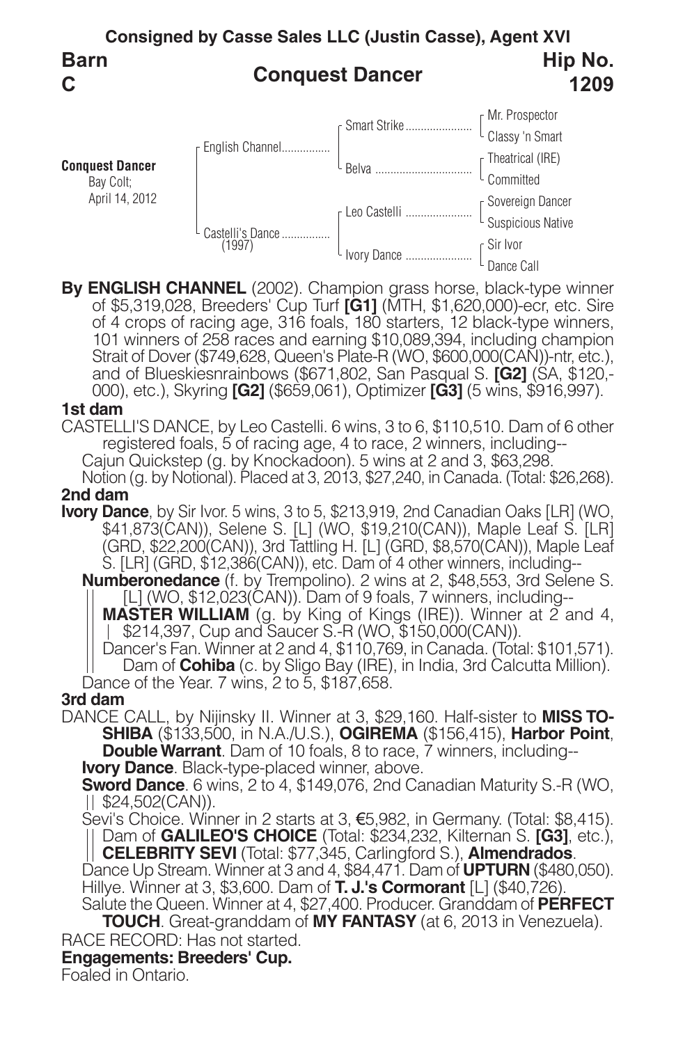**Consigned by Casse Sales LLC (Justin Casse), Agent XVI**

**Barn C**

## Conquest Dancer

**Hip No. 1209**

| | | | |
|---|---|---|---|
| **Conquest Dancer** Bay Colt; April 14, 2012 | English Channel | Smart Strike | Mr. Prospector |
| | | | Classy 'n Smart |
| | | Belva | Theatrical (IRE) |
| | | | Committed |
| | Castelli's Dance (1997) | Leo Castelli | Sovereign Dancer |
| | | | Suspicious Native |
| | | Ivory Dance | Sir Ivor |
| | | | Dance Call |

**By ENGLISH CHANNEL** (2002). Champion grass horse, black-type winner of $5,319,028, Breeders' Cup Turf **[G1]** (MTH, $1,620,000)-ecr, etc. Sire of 4 crops of racing age, 316 foals, 180 starters, 12 black-type winners, 101 winners of 258 races and earning $10,089,394, including champion Strait of Dover ($749,628, Queen's Plate-R (WO, $600,000(CAN))-ntr, etc.), and of Blueskiesnrainbows ($671,802, San Pasqual S. **[G2]** (SA, $120,000), etc.), Skyring **[G2]** ($659,061), Optimizer **[G3]** (5 wins, $916,997).

**1st dam**

CASTELLI'S DANCE, by Leo Castelli. 6 wins, 3 to 6, $110,510. Dam of 6 other registered foals, 5 of racing age, 4 to race, 2 winners, including--

Cajun Quickstep (g. by Knockadoon). 5 wins at 2 and 3, $63,298.

Notion (g. by Notional). Placed at 3, 2013, $27,240, in Canada. (Total: $26,268).

**2nd dam**

**Ivory Dance**, by Sir Ivor. 5 wins, 3 to 5, $213,919, 2nd Canadian Oaks [LR] (WO, $41,873(CAN)), Selene S. [L] (WO, $19,210(CAN)), Maple Leaf S. [LR] (GRD, $22,200(CAN)), 3rd Tattling H. [L] (GRD, $8,570(CAN)), Maple Leaf S. [LR] (GRD, $12,386(CAN)), etc. Dam of 4 other winners, including--

**Numberonedance** (f. by Trempolino). 2 wins at 2, $48,553, 3rd Selene S. [L] (WO, $12,023(CAN)). Dam of 9 foals, 7 winners, including--

**MASTER WILLIAM** (g. by King of Kings (IRE)). Winner at 2 and 4, $214,397, Cup and Saucer S.-R (WO, $150,000(CAN)).

Dancer's Fan. Winner at 2 and 4, $110,769, in Canada. (Total: $101,571). Dam of **Cohiba** (c. by Sligo Bay (IRE), in India, 3rd Calcutta Million).

Dance of the Year. 7 wins, 2 to 5, $187,658.

**3rd dam**

DANCE CALL, by Nijinsky II. Winner at 3, $29,160. Half-sister to **MISS TOSHIBA** ($133,500, in N.A./U.S.), **OGIREMA** ($156,415), **Harbor Point**, **Double Warrant**. Dam of 10 foals, 8 to race, 7 winners, including--

**Ivory Dance**. Black-type-placed winner, above.

**Sword Dance**. 6 wins, 2 to 4, $149,076, 2nd Canadian Maturity S.-R (WO, $24,502(CAN)).

Sevi's Choice. Winner in 2 starts at 3, €5,982, in Germany. (Total: $8,415). Dam of **GALILEO'S CHOICE** (Total: $234,232, Kilternan S. **[G3]**, etc.), **CELEBRITY SEVI** (Total: $77,345, Carlingford S.), **Almendrados**.

Dance Up Stream. Winner at 3 and 4, $84,471. Dam of **UPTURN** ($480,050).

Hillye. Winner at 3, $3,600. Dam of **T. J.'s Cormorant** [L] ($40,726).

Salute the Queen. Winner at 4, $27,400. Producer. Granddam of **PERFECT TOUCH**. Great-granddam of **MY FANTASY** (at 6, 2013 in Venezuela).

RACE RECORD: Has not started.

**Engagements: Breeders' Cup.**

Foaled in Ontario.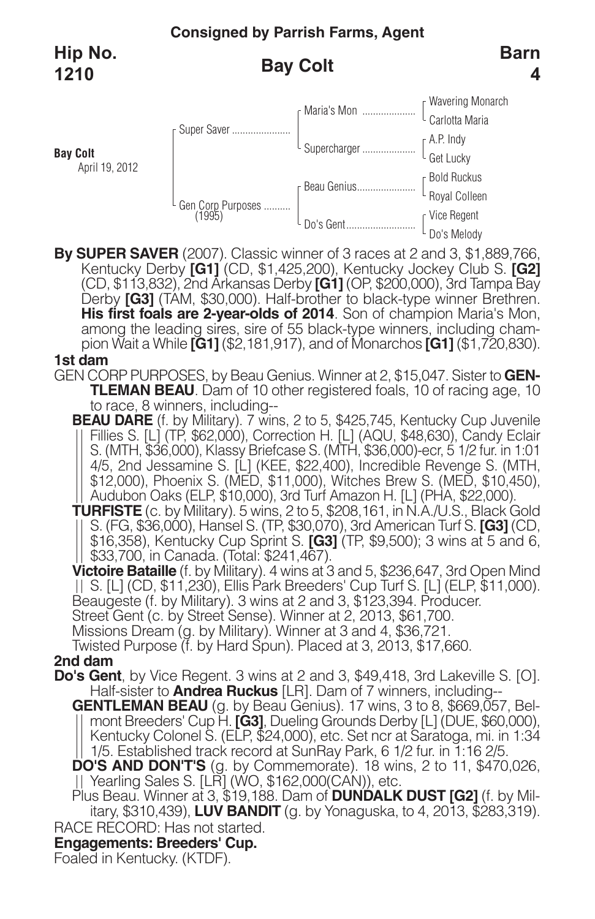**Consigned by Parrish Farms, Agent**

**Hip No. 1210** | **Bay Colt** | **Barn 4**

**Bay Colt**
April 19, 2012

| | | |
|---|---|---|
| Super Saver | Maria's Mon | Wavering Monarch |
| | | Carlotta Maria |
| | Supercharger | A.P. Indy |
| | | Get Lucky |
| Gen Corp Purposes (1995) | Beau Genius | Bold Ruckus |
| | | Royal Colleen |
| | Do's Gent | Vice Regent |
| | | Do's Melody |

**By SUPER SAVER** (2007). Classic winner of 3 races at 2 and 3, $1,889,766, Kentucky Derby **[G1]** (CD, $1,425,200), Kentucky Jockey Club S. **[G2]** (CD, $113,832), 2nd Arkansas Derby **[G1]** (OP, $200,000), 3rd Tampa Bay Derby **[G3]** (TAM, $30,000). Half-brother to black-type winner Brethren. **His first foals are 2-year-olds of 2014**. Son of champion Maria's Mon, among the leading sires, sire of 55 black-type winners, including champion Wait a While **[G1]** ($2,181,917), and of Monarchos **[G1]** ($1,720,830).

**1st dam**

GEN CORP PURPOSES, by Beau Genius. Winner at 2, $15,047. Sister to **GENTLEMAN BEAU**. Dam of 10 other registered foals, 10 of racing age, 10 to race, 8 winners, including--

**BEAU DARE** (f. by Military). 7 wins, 2 to 5, $425,745, Kentucky Cup Juvenile Fillies S. [L] (TP, $62,000), Correction H. [L] (AQU, $48,630), Candy Eclair S. (MTH, $36,000), Klassy Briefcase S. (MTH, $36,000)-ecr, 5 1/2 fur. in 1:01 4/5, 2nd Jessamine S. [L] (KEE, $22,400), Incredible Revenge S. (MTH, $12,000), Phoenix S. (MED, $11,000), Witches Brew S. (MED, $10,450), Audubon Oaks (ELP, $10,000), 3rd Turf Amazon H. [L] (PHA, $22,000).

**TURFISTE** (c. by Military). 5 wins, 2 to 5, $208,161, in N.A./U.S., Black Gold S. (FG, $36,000), Hansel S. (TP, $30,070), 3rd American Turf S. **[G3]** (CD, $16,358), Kentucky Cup Sprint S. **[G3]** (TP, $9,500); 3 wins at 5 and 6, $33,700, in Canada. (Total: $241,467).

**Victoire Bataille** (f. by Military). 4 wins at 3 and 5, $236,647, 3rd Open Mind S. [L] (CD, $11,230), Ellis Park Breeders' Cup Turf S. [L] (ELP, $11,000).

Beaugeste (f. by Military). 3 wins at 2 and 3, $123,394. Producer.

Street Gent (c. by Street Sense). Winner at 2, 2013, $61,700.

Missions Dream (g. by Military). Winner at 3 and 4, $36,721.

Twisted Purpose (f. by Hard Spun). Placed at 3, 2013, $17,660.

**2nd dam**

**Do's Gent**, by Vice Regent. 3 wins at 2 and 3, $49,418, 3rd Lakeville S. [O]. Half-sister to **Andrea Ruckus** [LR]. Dam of 7 winners, including--

**GENTLEMAN BEAU** (g. by Beau Genius). 17 wins, 3 to 8, $669,057, Belmont Breeders' Cup H. **[G3]**, Dueling Grounds Derby [L] (DUE, $60,000), Kentucky Colonel S. (ELP, $24,000), etc. Set ncr at Saratoga, mi. in 1:34 1/5. Established track record at SunRay Park, 6 1/2 fur. in 1:16 2/5.

**DO'S AND DON'T'S** (g. by Commemorate). 18 wins, 2 to 11, $470,026, Yearling Sales S. [LR] (WO, $162,000(CAN)), etc.

Plus Beau. Winner at 3, $19,188. Dam of **DUNDALK DUST [G2]** (f. by Military, $310,439), **LUV BANDIT** (g. by Yonaguska, to 4, 2013, $283,319).

RACE RECORD: Has not started.

**Engagements: Breeders' Cup.**

Foaled in Kentucky. (KTDF).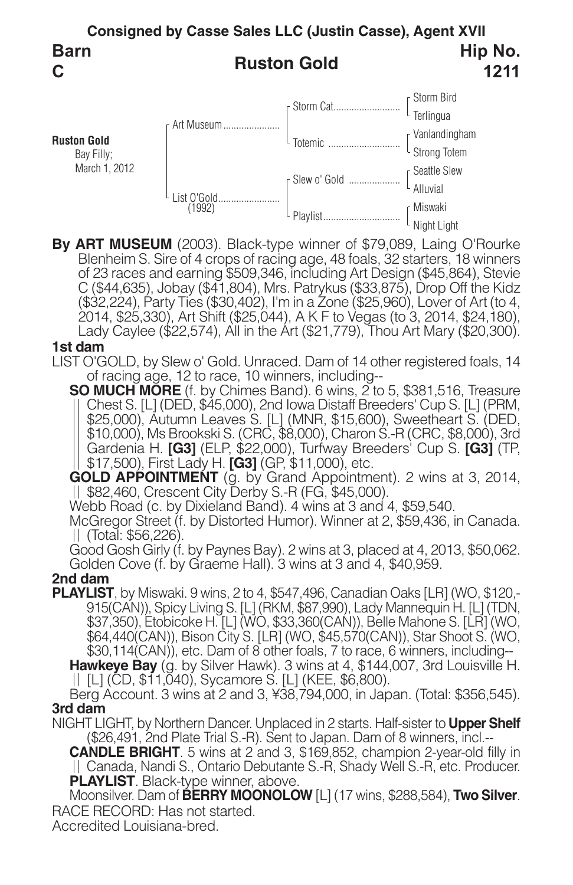**Consigned by Casse Sales LLC (Justin Casse), Agent XVII**

**Barn C**

## Ruston Gold

**Hip No. 1211**

**Ruston Gold**
Bay Filly;
March 1, 2012

| | | |
|---|---|---|
| Art Museum | Storm Cat | Storm Bird |
| | | Terlingua |
| | Totemic | Vanlandingham |
| | | Strong Totem |
| List O'Gold (1992) | Slew o' Gold | Seattle Slew |
| | | Alluvial |
| | Playlist | Miswaki |
| | | Night Light |

**By ART MUSEUM** (2003). Black-type winner of $79,089, Laing O'Rourke Blenheim S. Sire of 4 crops of racing age, 48 foals, 32 starters, 18 winners of 23 races and earning $509,346, including Art Design ($45,864), Stevie C ($44,635), Jobay ($41,804), Mrs. Patrykus ($33,875), Drop Off the Kidz ($32,224), Party Ties ($30,402), I'm in a Zone ($25,960), Lover of Art (to 4, 2014, $25,330), Art Shift ($25,044), A K F to Vegas (to 3, 2014, $24,180), Lady Caylee ($22,574), All in the Art ($21,779), Thou Art Mary ($20,300).

### 1st dam

LIST O'GOLD, by Slew o' Gold. Unraced. Dam of 14 other registered foals, 14 of racing age, 12 to race, 10 winners, including--

**SO MUCH MORE** (f. by Chimes Band). 6 wins, 2 to 5, $381,516, Treasure Chest S. [L] (DED, $45,000), 2nd Iowa Distaff Breeders' Cup S. [L] (PRM, $25,000), Autumn Leaves S. [L] (MNR, $15,600), Sweetheart S. (DED, $10,000), Ms Brookski S. (CRC, $8,000), Charon S.-R (CRC, $8,000), 3rd Gardenia H. **[G3]** (ELP, $22,000), Turfway Breeders' Cup S. **[G3]** (TP, $17,500), First Lady H. **[G3]** (GP, $11,000), etc.

**GOLD APPOINTMENT** (g. by Grand Appointment). 2 wins at 3, 2014, $82,460, Crescent City Derby S.-R (FG, $45,000).

Webb Road (c. by Dixieland Band). 4 wins at 3 and 4, $59,540.

McGregor Street (f. by Distorted Humor). Winner at 2, $59,436, in Canada. (Total: $56,226).

Good Gosh Girly (f. by Paynes Bay). 2 wins at 3, placed at 4, 2013, $50,062.

Golden Cove (f. by Graeme Hall). 3 wins at 3 and 4, $40,959.

### 2nd dam

**PLAYLIST**, by Miswaki. 9 wins, 2 to 4, $547,496, Canadian Oaks [LR] (WO, $120,915(CAN)), Spicy Living S. [L] (RKM, $87,990), Lady Mannequin H. [L] (TDN, $37,350), Etobicoke H. [L] (WO, $33,360(CAN)), Belle Mahone S. [LR] (WO, $64,440(CAN)), Bison City S. [LR] (WO, $45,570(CAN)), Star Shoot S. (WO, $30,114(CAN)), etc. Dam of 8 other foals, 7 to race, 6 winners, including--

**Hawkeye Bay** (g. by Silver Hawk). 3 wins at 4, $144,007, 3rd Louisville H. [L] (CD, $11,040), Sycamore S. [L] (KEE, $6,800).

Berg Account. 3 wins at 2 and 3, ¥38,794,000, in Japan. (Total: $356,545).

### 3rd dam

NIGHT LIGHT, by Northern Dancer. Unplaced in 2 starts. Half-sister to **Upper Shelf** ($26,491, 2nd Plate Trial S.-R). Sent to Japan. Dam of 8 winners, incl.--

**CANDLE BRIGHT**. 5 wins at 2 and 3, $169,852, champion 2-year-old filly in Canada, Nandi S., Ontario Debutante S.-R, Shady Well S.-R, etc. Producer.

**PLAYLIST**. Black-type winner, above.

Moonsilver. Dam of **BERRY MOONOLOW** [L] (17 wins, $288,584), **Two Silver**.

RACE RECORD: Has not started.

Accredited Louisiana-bred.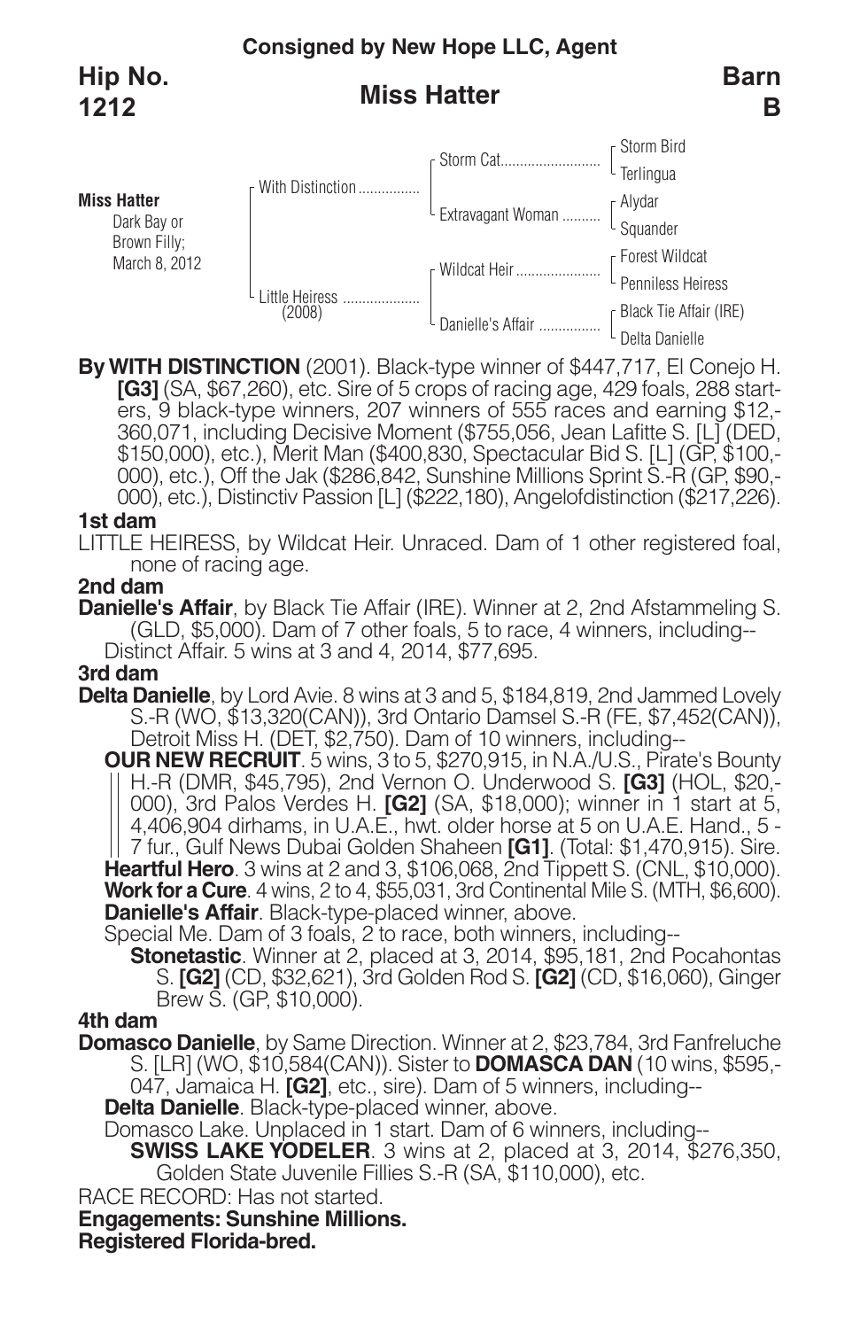**Consigned by New Hope LLC, Agent**

**Hip No. 1212**

## Miss Hatter

**Barn B**

| | | | |
|---|---|---|---|
| **Miss Hatter** Dark Bay or Brown Filly; March 8, 2012 | With Distinction | Storm Cat | Storm Bird |
| | | | Terlingua |
| | | Extravagant Woman | Alydar |
| | | | Squander |
| | Little Heiress (2008) | Wildcat Heir | Forest Wildcat |
| | | | Penniless Heiress |
| | | Danielle's Affair | Black Tie Affair (IRE) |
| | | | Delta Danielle |

**By WITH DISTINCTION** (2001). Black-type winner of $447,717, El Conejo H. **[G3]** (SA, $67,260), etc. Sire of 5 crops of racing age, 429 foals, 288 starters, 9 black-type winners, 207 winners of 555 races and earning $12,360,071, including Decisive Moment ($755,056, Jean Lafitte S. [L] (DED, $150,000), etc.), Merit Man ($400,830, Spectacular Bid S. [L] (GP, $100,000), etc.), Off the Jak ($286,842, Sunshine Millions Sprint S.-R (GP, $90,000), etc.), Distinctiv Passion [L] ($222,180), Angelofdistinction ($217,226).

**1st dam**

LITTLE HEIRESS, by Wildcat Heir. Unraced. Dam of 1 other registered foal, none of racing age.

**2nd dam**

**Danielle's Affair**, by Black Tie Affair (IRE). Winner at 2, 2nd Afstammeling S. (GLD, $5,000). Dam of 7 other foals, 5 to race, 4 winners, including--

Distinct Affair. 5 wins at 3 and 4, 2014, $77,695.

**3rd dam**

**Delta Danielle**, by Lord Avie. 8 wins at 3 and 5, $184,819, 2nd Jammed Lovely S.-R (WO, $13,320(CAN)), 3rd Ontario Damsel S.-R (FE, $7,452(CAN)), Detroit Miss H. (DET, $2,750). Dam of 10 winners, including--

**OUR NEW RECRUIT**. 5 wins, 3 to 5, $270,915, in N.A./U.S., Pirate's Bounty H.-R (DMR, $45,795), 2nd Vernon O. Underwood S. **[G3]** (HOL, $20,000), 3rd Palos Verdes H. **[G2]** (SA, $18,000); winner in 1 start at 5, 4,406,904 dirhams, in U.A.E., hwt. older horse at 5 on U.A.E. Hand., 5 - 7 fur., Gulf News Dubai Golden Shaheen **[G1]**. (Total: $1,470,915). Sire.

**Heartful Hero**. 3 wins at 2 and 3, $106,068, 2nd Tippett S. (CNL, $10,000).

**Work for a Cure**. 4 wins, 2 to 4, $55,031, 3rd Continental Mile S. (MTH, $6,600).

**Danielle's Affair**. Black-type-placed winner, above.

Special Me. Dam of 3 foals, 2 to race, both winners, including--

**Stonetastic**. Winner at 2, placed at 3, 2014, $95,181, 2nd Pocahontas S. **[G2]** (CD, $32,621), 3rd Golden Rod S. **[G2]** (CD, $16,060), Ginger Brew S. (GP, $10,000).

**4th dam**

**Domasco Danielle**, by Same Direction. Winner at 2, $23,784, 3rd Fanfreluche S. [LR] (WO, $10,584(CAN)). Sister to **DOMASCA DAN** (10 wins, $595,047, Jamaica H. **[G2]**, etc., sire). Dam of 5 winners, including--

**Delta Danielle**. Black-type-placed winner, above.

Domasco Lake. Unplaced in 1 start. Dam of 6 winners, including--

**SWISS LAKE YODELER**. 3 wins at 2, placed at 3, 2014, $276,350, Golden State Juvenile Fillies S.-R (SA, $110,000), etc.

RACE RECORD: Has not started.

**Engagements: Sunshine Millions.**

**Registered Florida-bred.**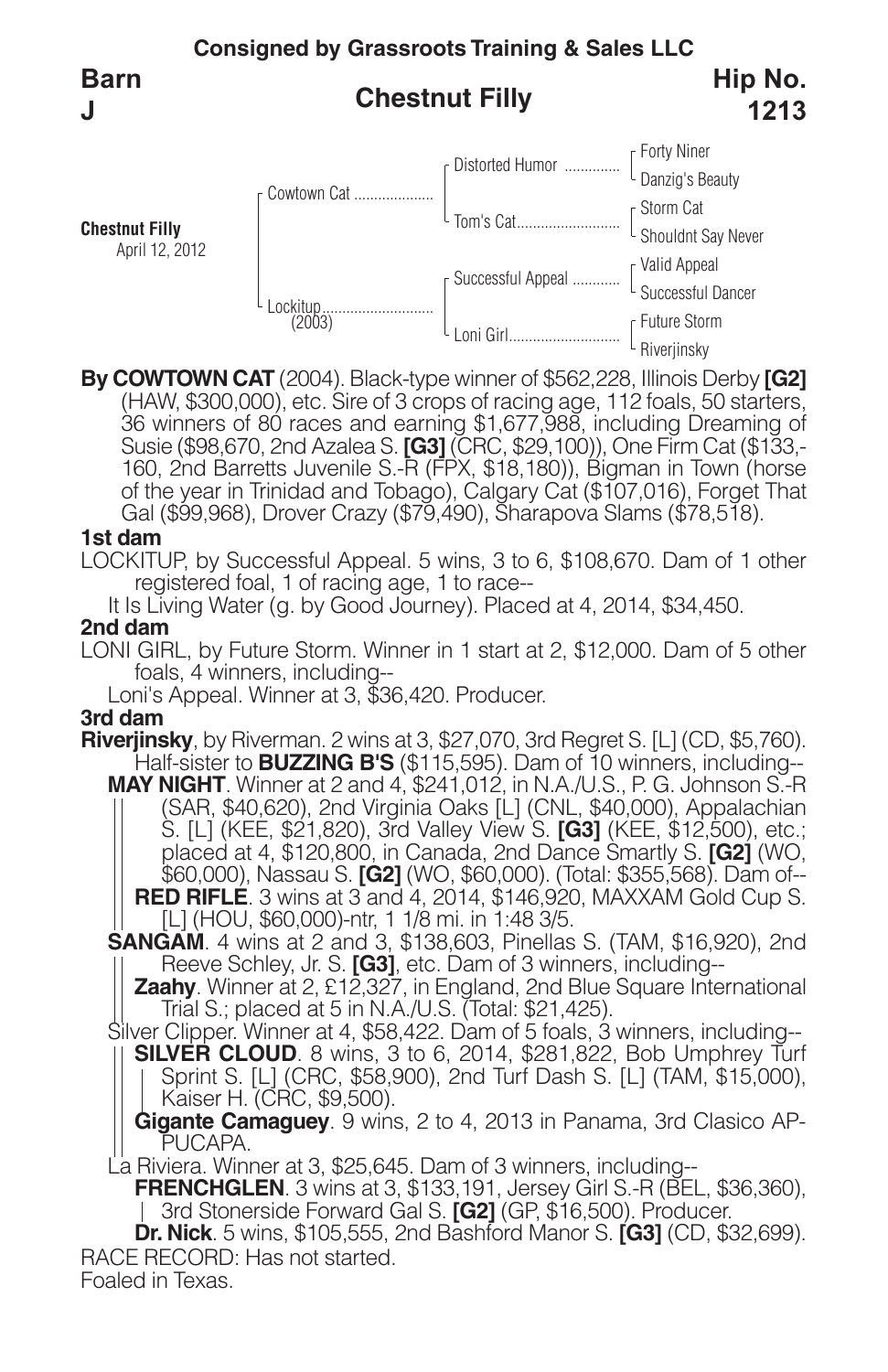**Consigned by Grassroots Training & Sales LLC**

**Barn J**

## Chestnut Filly

**Hip No. 1213**

| | | | |
|---|---|---|---|
| **Chestnut Filly** April 12, 2012 | Cowtown Cat | Distorted Humor | Forty Niner |
| | | | Danzig's Beauty |
| | | Tom's Cat | Storm Cat |
| | | | Shouldnt Say Never |
| | Lockitup (2003) | Successful Appeal | Valid Appeal |
| | | | Successful Dancer |
| | | Loni Girl | Future Storm |
| | | | Riverjinsky |

**By COWTOWN CAT** (2004). Black-type winner of $562,228, Illinois Derby **[G2]** (HAW, $300,000), etc. Sire of 3 crops of racing age, 112 foals, 50 starters, 36 winners of 80 races and earning $1,677,988, including Dreaming of Susie ($98,670, 2nd Azalea S. **[G3]** (CRC, $29,100)), One Firm Cat ($133,160, 2nd Barretts Juvenile S.-R (FPX, $18,180)), Bigman in Town (horse of the year in Trinidad and Tobago), Calgary Cat ($107,016), Forget That Gal ($99,968), Drover Crazy ($79,490), Sharapova Slams ($78,518).

**1st dam**

LOCKITUP, by Successful Appeal. 5 wins, 3 to 6, $108,670. Dam of 1 other registered foal, 1 of racing age, 1 to race--

It Is Living Water (g. by Good Journey). Placed at 4, 2014, $34,450.

**2nd dam**

LONI GIRL, by Future Storm. Winner in 1 start at 2, $12,000. Dam of 5 other foals, 4 winners, including--

Loni's Appeal. Winner at 3, $36,420. Producer.

**3rd dam**

**Riverjinsky**, by Riverman. 2 wins at 3, $27,070, 3rd Regret S. [L] (CD, $5,760). Half-sister to **BUZZING B'S** ($115,595). Dam of 10 winners, including--

**MAY NIGHT**. Winner at 2 and 4, $241,012, in N.A./U.S., P. G. Johnson S.-R (SAR, $40,620), 2nd Virginia Oaks [L] (CNL, $40,000), Appalachian S. [L] (KEE, $21,820), 3rd Valley View S. **[G3]** (KEE, $12,500), etc.; placed at 4, $120,800, in Canada, 2nd Dance Smartly S. **[G2]** (WO, $60,000), Nassau S. **[G2]** (WO, $60,000). (Total: $355,568). Dam of--

**RED RIFLE**. 3 wins at 3 and 4, 2014, $146,920, MAXXAM Gold Cup S. [L] (HOU, $60,000)-ntr, 1 1/8 mi. in 1:48 3/5.

**SANGAM**. 4 wins at 2 and 3, $138,603, Pinellas S. (TAM, $16,920), 2nd Reeve Schley, Jr. S. **[G3]**, etc. Dam of 3 winners, including--

**Zaahy**. Winner at 2, £12,327, in England, 2nd Blue Square International Trial S.; placed at 5 in N.A./U.S. (Total: $21,425).

Silver Clipper. Winner at 4, $58,422. Dam of 5 foals, 3 winners, including--

**SILVER CLOUD**. 8 wins, 3 to 6, 2014, $281,822, Bob Umphrey Turf Sprint S. [L] (CRC, $58,900), 2nd Turf Dash S. [L] (TAM, $15,000), Kaiser H. (CRC, $9,500).

**Gigante Camaguey**. 9 wins, 2 to 4, 2013 in Panama, 3rd Clasico AP-PUCAPA.

La Riviera. Winner at 3, $25,645. Dam of 3 winners, including--

**FRENCHGLEN**. 3 wins at 3, $133,191, Jersey Girl S.-R (BEL, $36,360), 3rd Stonerside Forward Gal S. **[G2]** (GP, $16,500). Producer.

**Dr. Nick**. 5 wins, $105,555, 2nd Bashford Manor S. **[G3]** (CD, $32,699).

RACE RECORD: Has not started.

Foaled in Texas.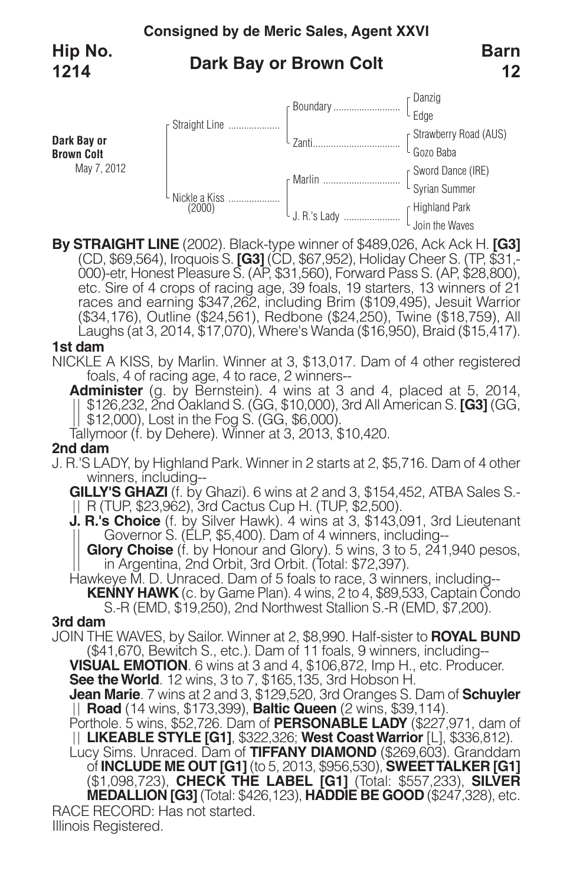**Consigned by de Meric Sales, Agent XXVI**

**Hip No. 1214** — **Dark Bay or Brown Colt** — **Barn 12**

**Dark Bay or Brown Colt**
May 7, 2012

| | | | |
|---|---|---|---|
| Dark Bay or Brown Colt | Straight Line | Boundary | Danzig |
| | | | Edge |
| | | Zanti | Strawberry Road (AUS) |
| | | | Gozo Baba |
| | Nickle a Kiss (2000) | Marlin | Sword Dance (IRE) |
| | | | Syrian Summer |
| | | J. R.'s Lady | Highland Park |
| | | | Join the Waves |

**By STRAIGHT LINE** (2002). Black-type winner of $489,026, Ack Ack H. **[G3]** (CD, $69,564), Iroquois S. **[G3]** (CD, $67,952), Holiday Cheer S. (TP, $31,000)-etr, Honest Pleasure S. (AP, $31,560), Forward Pass S. (AP, $28,800), etc. Sire of 4 crops of racing age, 39 foals, 19 starters, 13 winners of 21 races and earning $347,262, including Brim ($109,495), Jesuit Warrior ($34,176), Outline ($24,561), Redbone ($24,250), Twine ($18,759), All Laughs (at 3, 2014, $17,070), Where's Wanda ($16,950), Braid ($15,417).

**1st dam**

NICKLE A KISS, by Marlin. Winner at 3, $13,017. Dam of 4 other registered foals, 4 of racing age, 4 to race, 2 winners--

**Administer** (g. by Bernstein). 4 wins at 3 and 4, placed at 5, 2014, $126,232, 2nd Oakland S. (GG, $10,000), 3rd All American S. **[G3]** (GG, $12,000), Lost in the Fog S. (GG, $6,000).

Tallymoor (f. by Dehere). Winner at 3, 2013, $10,420.

**2nd dam**

J. R.'S LADY, by Highland Park. Winner in 2 starts at 2, $5,716. Dam of 4 other winners, including--

**GILLY'S GHAZI** (f. by Ghazi). 6 wins at 2 and 3, $154,452, ATBA Sales S.-R (TUP, $23,962), 3rd Cactus Cup H. (TUP, $2,500).

**J. R.'s Choice** (f. by Silver Hawk). 4 wins at 3, $143,091, 3rd Lieutenant Governor S. (ELP, $5,400). Dam of 4 winners, including--

**Glory Choise** (f. by Honour and Glory). 5 wins, 3 to 5, 241,940 pesos, in Argentina, 2nd Orbit, 3rd Orbit. (Total: $72,397).

Hawkeye M. D. Unraced. Dam of 5 foals to race, 3 winners, including--

**KENNY HAWK** (c. by Game Plan). 4 wins, 2 to 4, $89,533, Captain Condo S.-R (EMD, $19,250), 2nd Northwest Stallion S.-R (EMD, $7,200).

**3rd dam**

JOIN THE WAVES, by Sailor. Winner at 2, $8,990. Half-sister to **ROYAL BUND** ($41,670, Bewitch S., etc.). Dam of 11 foals, 9 winners, including--

**VISUAL EMOTION**. 6 wins at 3 and 4, $106,872, Imp H., etc. Producer.

**See the World**. 12 wins, 3 to 7, $165,135, 3rd Hobson H.

**Jean Marie**. 7 wins at 2 and 3, $129,520, 3rd Oranges S. Dam of **Schuyler Road** (14 wins, $173,399), **Baltic Queen** (2 wins, $39,114).

Porthole. 5 wins, $52,726. Dam of **PERSONABLE LADY** ($227,971, dam of **LIKEABLE STYLE [G1]**, $322,326; **West Coast Warrior** [L], $336,812).

Lucy Sims. Unraced. Dam of **TIFFANY DIAMOND** ($269,603). Granddam of **INCLUDE ME OUT [G1]** (to 5, 2013, $956,530), **SWEET TALKER [G1]** ($1,098,723), **CHECK THE LABEL [G1]** (Total: $557,233), **SILVER MEDALLION [G3]** (Total: $426,123), **HADDIE BE GOOD** ($247,328), etc.

RACE RECORD: Has not started.

Illinois Registered.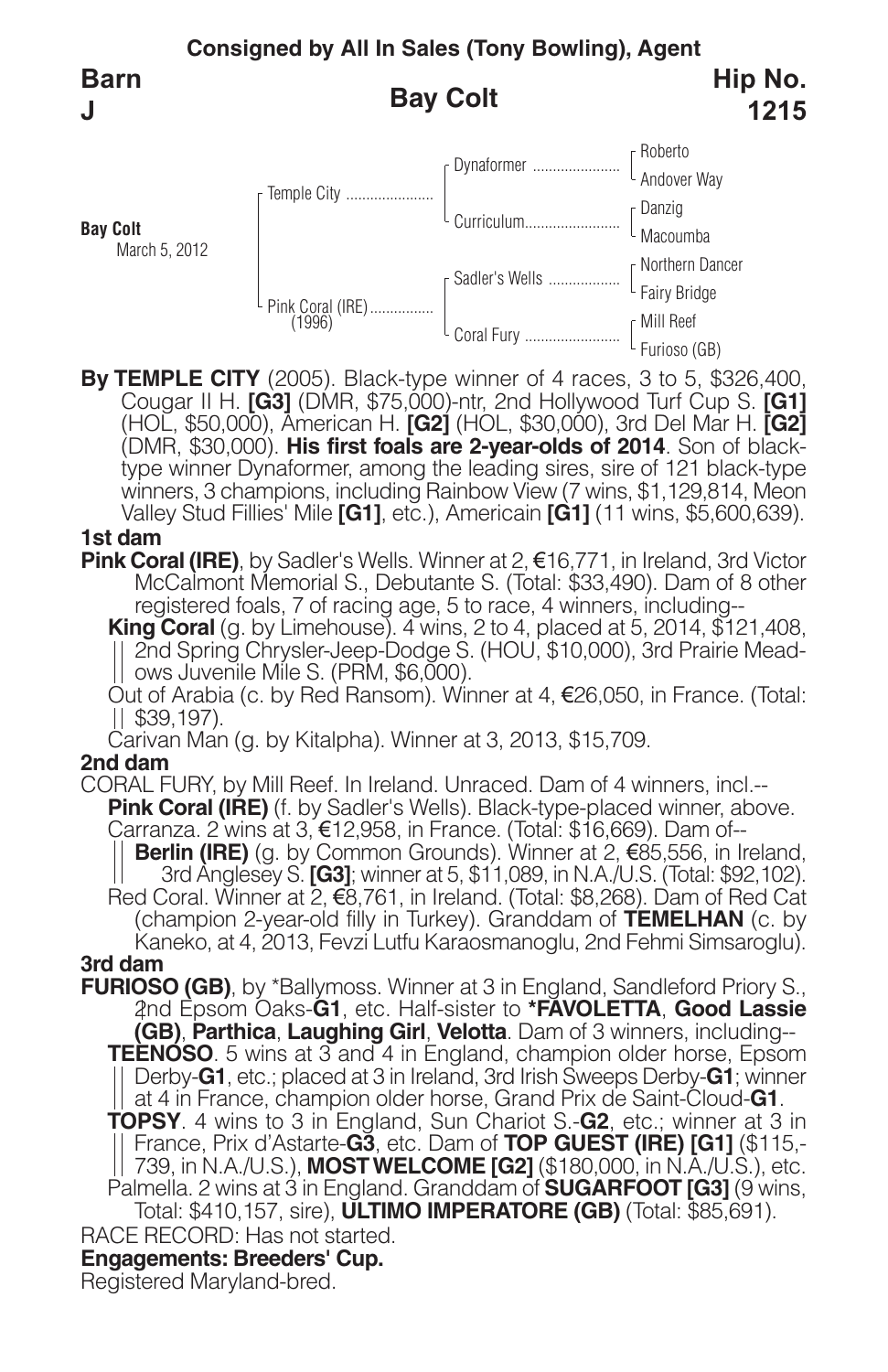**Consigned by All In Sales (Tony Bowling), Agent**

**Barn J**

## Bay Colt

**Hip No. 1215**

**Bay Colt**
March 5, 2012

| | | |
|---|---|---|
| Temple City | Dynaformer | Roberto |
| | | Andover Way |
| | Curriculum | Danzig |
| | | Macoumba |
| Pink Coral (IRE) (1996) | Sadler's Wells | Northern Dancer |
| | | Fairy Bridge |
| | Coral Fury | Mill Reef |
| | | Furioso (GB) |

**By TEMPLE CITY** (2005). Black-type winner of 4 races, 3 to 5, $326,400, Cougar II H. **[G3]** (DMR, $75,000)-ntr, 2nd Hollywood Turf Cup S. **[G1]** (HOL, $50,000), American H. **[G2]** (HOL, $30,000), 3rd Del Mar H. **[G2]** (DMR, $30,000). **His first foals are 2-year-olds of 2014**. Son of black-type winner Dynaformer, among the leading sires, sire of 121 black-type winners, 3 champions, including Rainbow View (7 wins, $1,129,814, Meon Valley Stud Fillies' Mile **[G1]**, etc.), Americain **[G1]** (11 wins, $5,600,639).

**1st dam**

**Pink Coral (IRE)**, by Sadler's Wells. Winner at 2, €16,771, in Ireland, 3rd Victor McCalmont Memorial S., Debutante S. (Total: $33,490). Dam of 8 other registered foals, 7 of racing age, 5 to race, 4 winners, including--

**King Coral** (g. by Limehouse). 4 wins, 2 to 4, placed at 5, 2014, $121,408, 2nd Spring Chrysler-Jeep-Dodge S. (HOU, $10,000), 3rd Prairie Meadows Juvenile Mile S. (PRM, $6,000).

Out of Arabia (c. by Red Ransom). Winner at 4, €26,050, in France. (Total: $39,197).

Carivan Man (g. by Kitalpha). Winner at 3, 2013, $15,709.

**2nd dam**

CORAL FURY, by Mill Reef. In Ireland. Unraced. Dam of 4 winners, incl.--

**Pink Coral (IRE)** (f. by Sadler's Wells). Black-type-placed winner, above.

Carranza. 2 wins at 3, €12,958, in France. (Total: $16,669). Dam of--

**Berlin (IRE)** (g. by Common Grounds). Winner at 2, €85,556, in Ireland, 3rd Anglesey S. **[G3]**; winner at 5, $11,089, in N.A./U.S. (Total: $92,102).

Red Coral. Winner at 2, €8,761, in Ireland. (Total: $8,268). Dam of Red Cat (champion 2-year-old filly in Turkey). Granddam of **TEMELHAN** (c. by Kaneko, at 4, 2013, Fevzi Lutfu Karaosmanoglu, 2nd Fehmi Simsaroglu).

**3rd dam**

**FURIOSO (GB)**, by *Ballymoss. Winner at 3 in England, Sandleford Priory S., 2nd Epsom Oaks-**G1**, etc. Half-sister to ***FAVOLETTA**, **Good Lassie (GB)**, **Parthica**, **Laughing Girl**, **Velotta**. Dam of 3 winners, including--

**TEENOSO**. 5 wins at 3 and 4 in England, champion older horse, Epsom Derby-**G1**, etc.; placed at 3 in Ireland, 3rd Irish Sweeps Derby-**G1**; winner at 4 in France, champion older horse, Grand Prix de Saint-Cloud-**G1**.

**TOPSY**. 4 wins to 3 in England, Sun Chariot S.-**G2**, etc.; winner at 3 in France, Prix d'Astarte-**G3**, etc. Dam of **TOP GUEST (IRE) [G1]** ($115,739, in N.A./U.S.), **MOST WELCOME [G2]** ($180,000, in N.A./U.S.), etc.

Palmella. 2 wins at 3 in England. Granddam of **SUGARFOOT [G3]** (9 wins, Total: $410,157, sire), **ULTIMO IMPERATORE (GB)** (Total: $85,691).

RACE RECORD: Has not started.

**Engagements: Breeders' Cup.**

Registered Maryland-bred.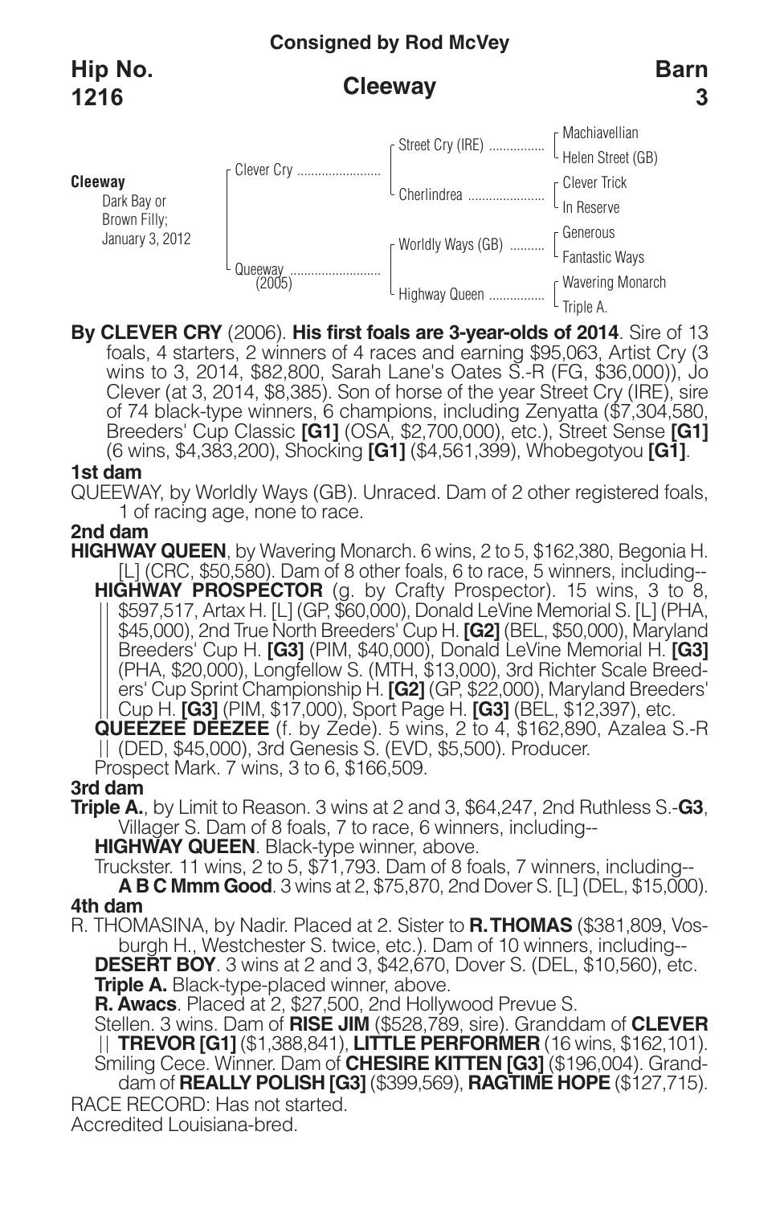**Consigned by Rod McVey**

**Hip No. 1216**

## Cleeway

**Barn 3**

| | | | |
|---|---|---|---|
| **Cleeway** Dark Bay or Brown Filly; January 3, 2012 | Clever Cry | Street Cry (IRE) | Machiavellian |
| | | | Helen Street (GB) |
| | | Cherlindrea | Clever Trick |
| | | | In Reserve |
| | Queeway (2005) | Worldly Ways (GB) | Generous |
| | | | Fantastic Ways |
| | | Highway Queen | Wavering Monarch |
| | | | Triple A. |

**By CLEVER CRY** (2006). **His first foals are 3-year-olds of 2014**. Sire of 13 foals, 4 starters, 2 winners of 4 races and earning $95,063, Artist Cry (3 wins to 3, 2014, $82,800, Sarah Lane's Oates S.-R (FG, $36,000)), Jo Clever (at 3, 2014, $8,385). Son of horse of the year Street Cry (IRE), sire of 74 black-type winners, 6 champions, including Zenyatta ($7,304,580, Breeders' Cup Classic **[G1]** (OSA, $2,700,000), etc.), Street Sense **[G1]** (6 wins, $4,383,200), Shocking **[G1]** ($4,561,399), Whobegotyou **[G1]**.

**1st dam**

QUEEWAY, by Worldly Ways (GB). Unraced. Dam of 2 other registered foals, 1 of racing age, none to race.

**2nd dam**

**HIGHWAY QUEEN**, by Wavering Monarch. 6 wins, 2 to 5, $162,380, Begonia H. [L] (CRC, $50,580). Dam of 8 other foals, 6 to race, 5 winners, including--

**HIGHWAY PROSPECTOR** (g. by Crafty Prospector). 15 wins, 3 to 8, $597,517, Artax H. [L] (GP, $60,000), Donald LeVine Memorial S. [L] (PHA, $45,000), 2nd True North Breeders' Cup H. **[G2]** (BEL, $50,000), Maryland Breeders' Cup H. **[G3]** (PIM, $40,000), Donald LeVine Memorial H. **[G3]** (PHA, $20,000), Longfellow S. (MTH, $13,000), 3rd Richter Scale Breeders' Cup Sprint Championship H. **[G2]** (GP, $22,000), Maryland Breeders' Cup H. **[G3]** (PIM, $17,000), Sport Page H. **[G3]** (BEL, $12,397), etc.

**QUEEZEE DEEZEE** (f. by Zede). 5 wins, 2 to 4, $162,890, Azalea S.-R (DED, $45,000), 3rd Genesis S. (EVD, $5,500). Producer.

Prospect Mark. 7 wins, 3 to 6, $166,509.

**3rd dam**

**Triple A.**, by Limit to Reason. 3 wins at 2 and 3, $64,247, 2nd Ruthless S.-**G3**, Villager S. Dam of 8 foals, 7 to race, 6 winners, including--

**HIGHWAY QUEEN**. Black-type winner, above.

Truckster. 11 wins, 2 to 5, $71,793. Dam of 8 foals, 7 winners, including--

**A B C Mmm Good**. 3 wins at 2, $75,870, 2nd Dover S. [L] (DEL, $15,000).

**4th dam**

R. THOMASINA, by Nadir. Placed at 2. Sister to **R. THOMAS** ($381,809, Vosburgh H., Westchester S. twice, etc.). Dam of 10 winners, including--

**DESERT BOY**. 3 wins at 2 and 3, $42,670, Dover S. (DEL, $10,560), etc.

**Triple A.** Black-type-placed winner, above.

**R. Awacs**. Placed at 2, $27,500, 2nd Hollywood Prevue S.

Stellen. 3 wins. Dam of **RISE JIM** ($528,789, sire). Granddam of **CLEVER TREVOR [G1]** ($1,388,841), **LITTLE PERFORMER** (16 wins, $162,101).

Smiling Cece. Winner. Dam of **CHESIRE KITTEN [G3]** ($196,004). Granddam of **REALLY POLISH [G3]** ($399,569), **RAGTIME HOPE** ($127,715).

RACE RECORD: Has not started.

Accredited Louisiana-bred.